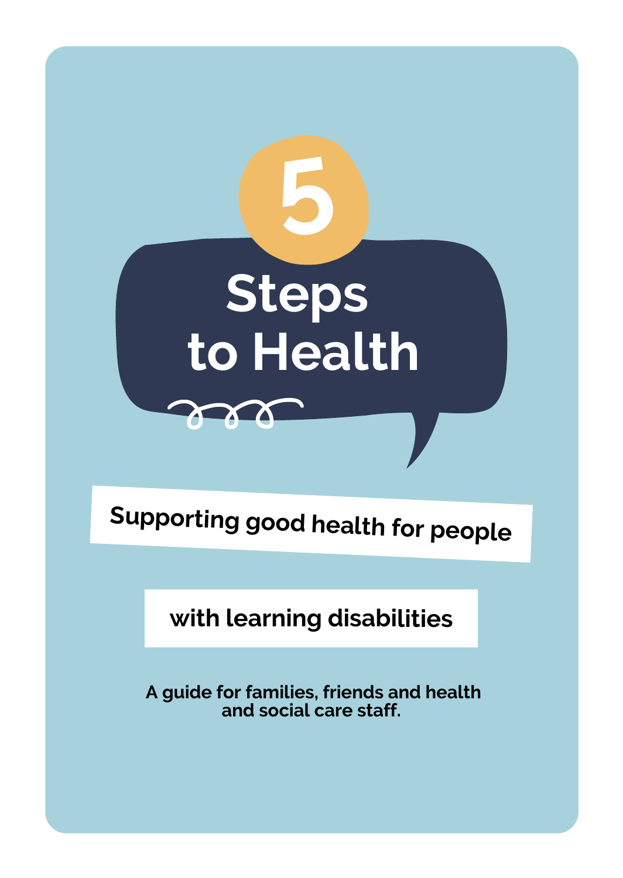# 5 Steps to Health

**Supporting good health for people with learning disabilities**

**A guide for families, friends and health and social care staff.**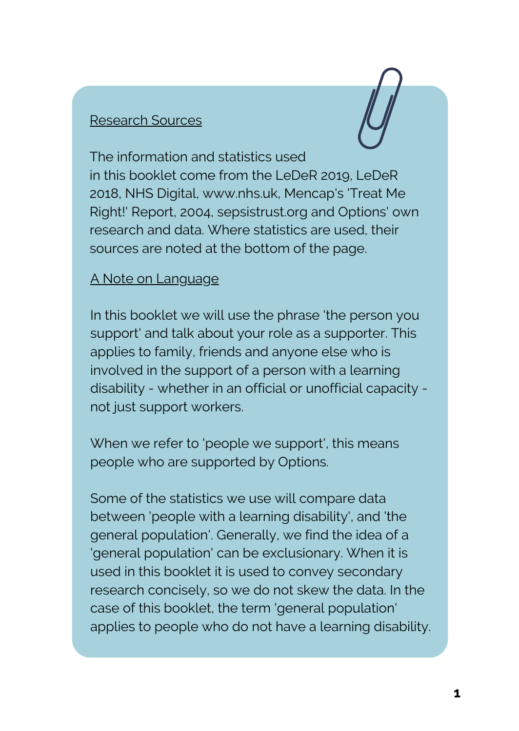## Research Sources

The information and statistics used in this booklet come from the LeDeR 2019, LeDeR 2018, NHS Digital, www.nhs.uk, Mencap's 'Treat Me Right!' Report, 2004, sepsistrust.org and Options' own research and data. Where statistics are used, their sources are noted at the bottom of the page.

## A Note on Language

In this booklet we will use the phrase 'the person you support' and talk about your role as a supporter. This applies to family, friends and anyone else who is involved in the support of a person with a learning disability - whether in an official or unofficial capacity - not just support workers.

When we refer to 'people we support', this means people who are supported by Options.

Some of the statistics we use will compare data between 'people with a learning disability', and 'the general population'. Generally, we find the idea of a 'general population' can be exclusionary. When it is used in this booklet it is used to convey secondary research concisely, so we do not skew the data. In the case of this booklet, the term 'general population' applies to people who do not have a learning disability.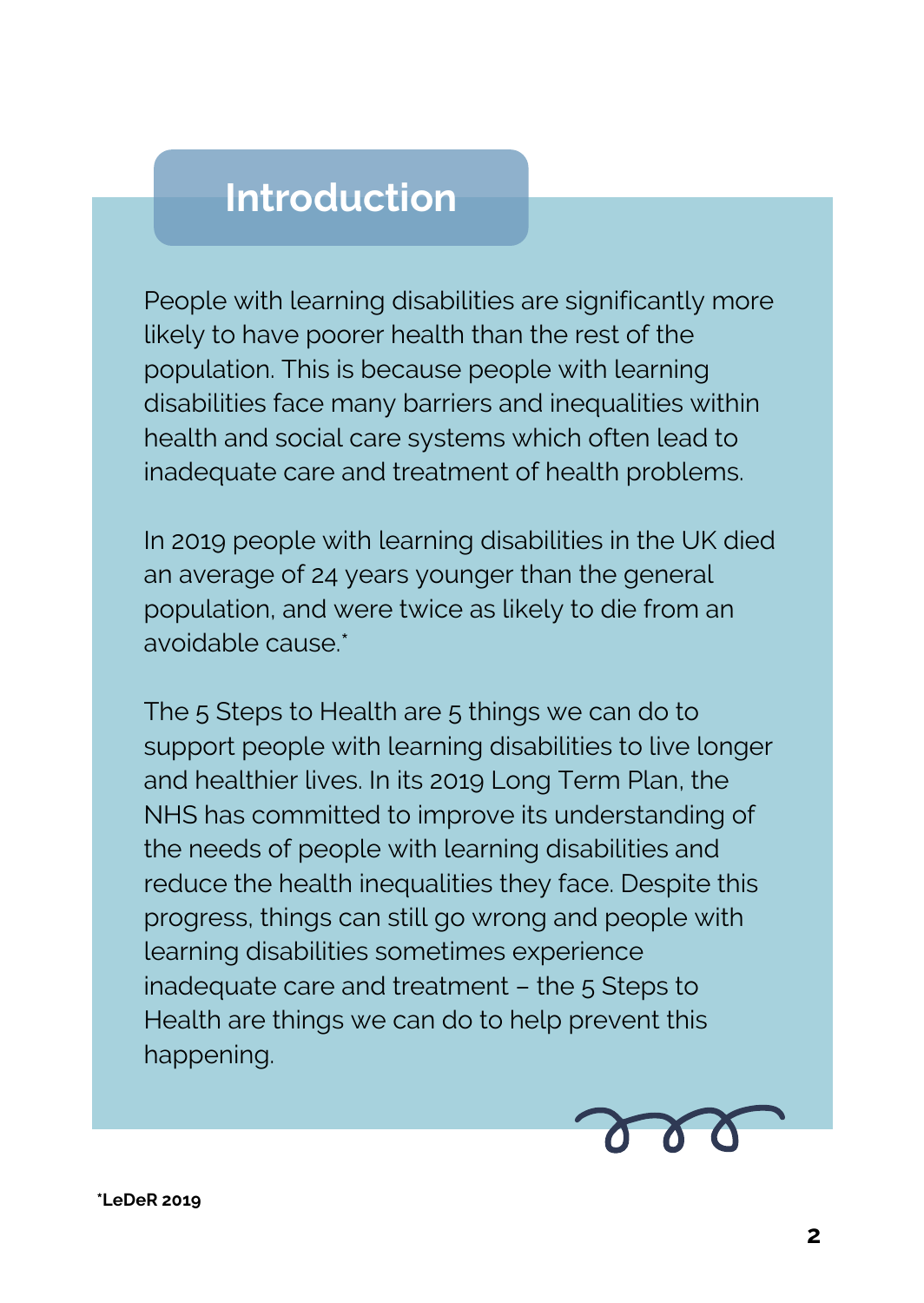# Introduction

People with learning disabilities are significantly more likely to have poorer health than the rest of the population. This is because people with learning disabilities face many barriers and inequalities within health and social care systems which often lead to inadequate care and treatment of health problems.

In 2019 people with learning disabilities in the UK died an average of 24 years younger than the general population, and were twice as likely to die from an avoidable cause.*

The 5 Steps to Health are 5 things we can do to support people with learning disabilities to live longer and healthier lives. In its 2019 Long Term Plan, the NHS has committed to improve its understanding of the needs of people with learning disabilities and reduce the health inequalities they face. Despite this progress, things can still go wrong and people with learning disabilities sometimes experience inadequate care and treatment – the 5 Steps to Health are things we can do to help prevent this happening.

**\*LeDeR 2019**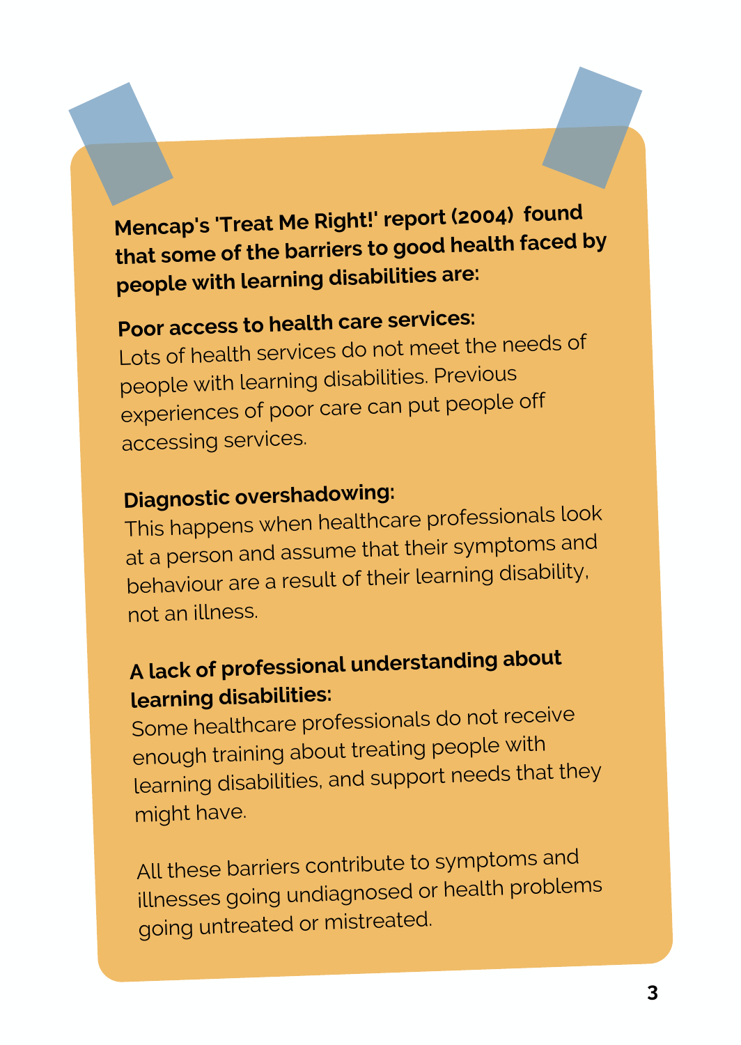**Mencap's 'Treat Me Right!' report (2004) found that some of the barriers to good health faced by people with learning disabilities are:**

**Poor access to health care services:**
Lots of health services do not meet the needs of people with learning disabilities. Previous experiences of poor care can put people off accessing services.

**Diagnostic overshadowing:**
This happens when healthcare professionals look at a person and assume that their symptoms and behaviour are a result of their learning disability, not an illness.

**A lack of professional understanding about learning disabilities:**
Some healthcare professionals do not receive enough training about treating people with learning disabilities, and support needs that they might have.

All these barriers contribute to symptoms and illnesses going undiagnosed or health problems going untreated or mistreated.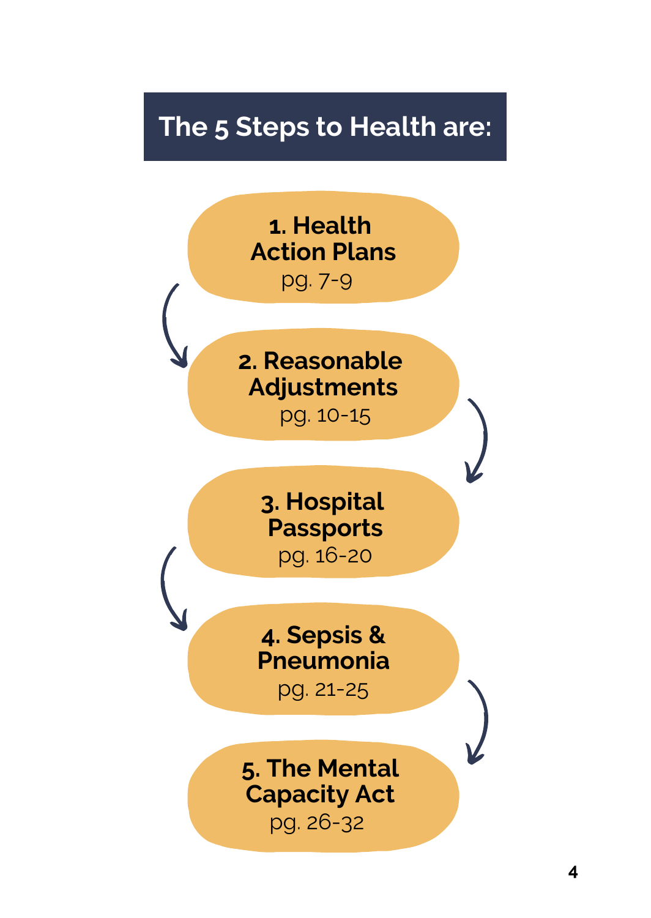## The 5 Steps to Health are:

1. **Health Action Plans** pg. 7-9
2. **Reasonable Adjustments** pg. 10-15
3. **Hospital Passports** pg. 16-20
4. **Sepsis & Pneumonia** pg. 21-25
5. **The Mental Capacity Act** pg. 26-32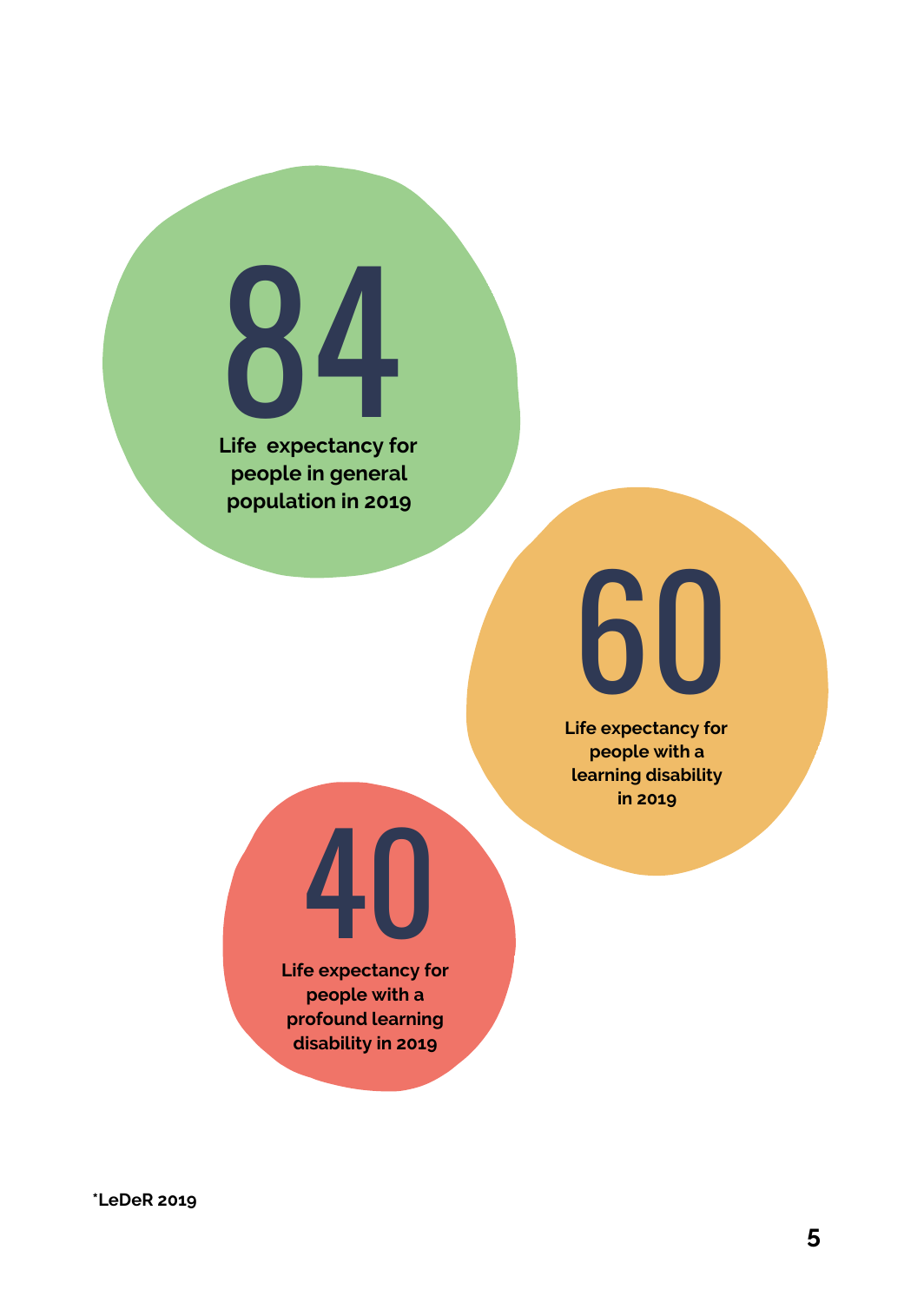**84**

**Life expectancy for people in general population in 2019**

**60**

**Life expectancy for people with a learning disability in 2019**

**40**

**Life expectancy for people with a profound learning disability in 2019**

***LeDeR 2019**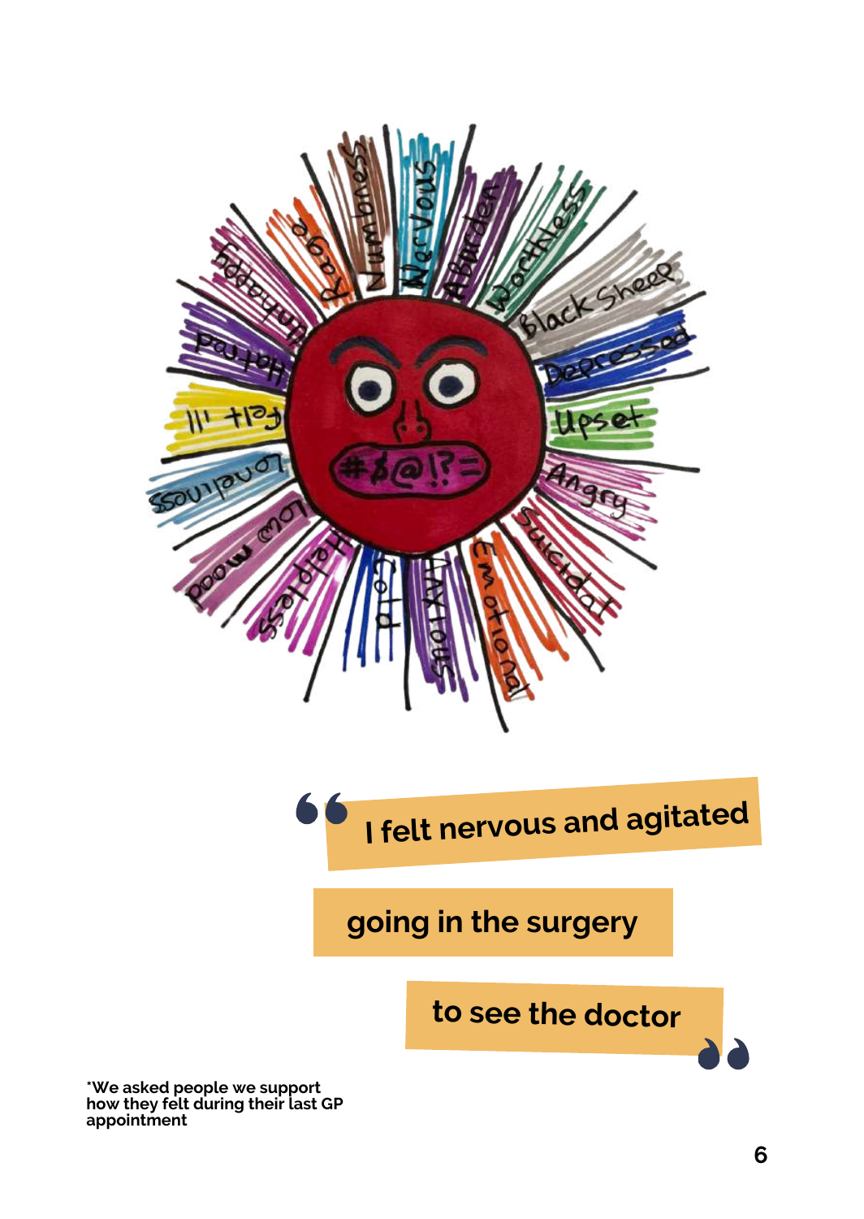> I felt nervous and agitated going in the surgery to see the doctor

*We asked people we support how they felt during their last GP appointment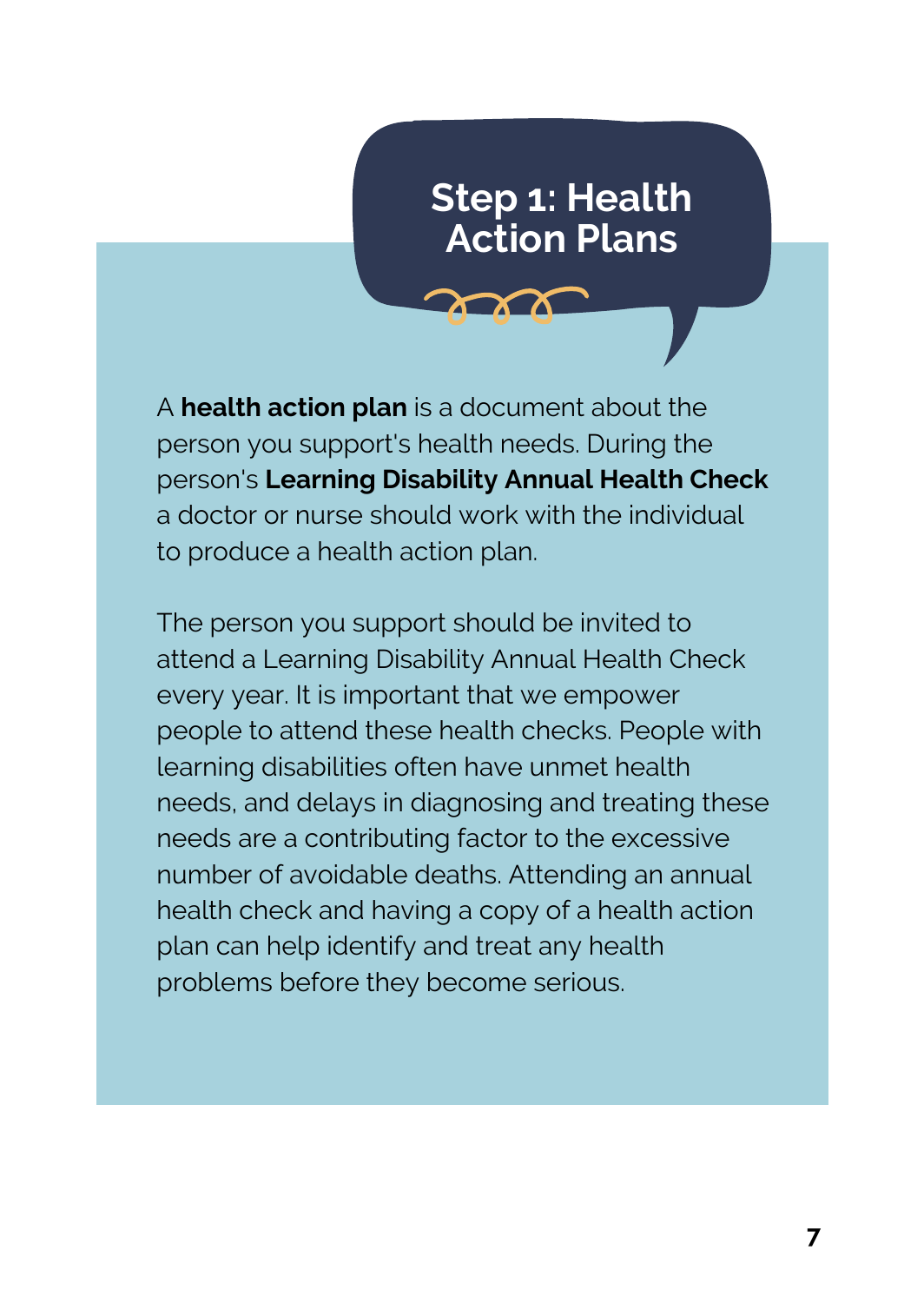# Step 1: Health Action Plans

A **health action plan** is a document about the person you support's health needs. During the person's **Learning Disability Annual Health Check** a doctor or nurse should work with the individual to produce a health action plan.

The person you support should be invited to attend a Learning Disability Annual Health Check every year. It is important that we empower people to attend these health checks. People with learning disabilities often have unmet health needs, and delays in diagnosing and treating these needs are a contributing factor to the excessive number of avoidable deaths. Attending an annual health check and having a copy of a health action plan can help identify and treat any health problems before they become serious.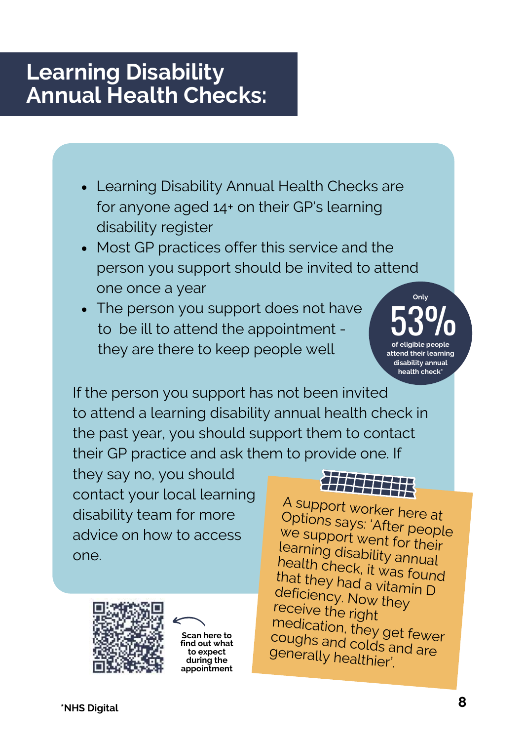# Learning Disability Annual Health Checks:

- Learning Disability Annual Health Checks are for anyone aged 14+ on their GP's learning disability register
- Most GP practices offer this service and the person you support should be invited to attend one once a year
- The person you support does not have to be ill to attend the appointment - they are there to keep people well

Only **53%** of eligible people attend their learning disability annual health check*

If the person you support has not been invited to attend a learning disability annual health check in the past year, you should support them to contact their GP practice and ask them to provide one. If they say no, you should contact your local learning disability team for more advice on how to access one.

A support worker here at Options says: 'After people we support went for their learning disability annual health check, it was found that they had a vitamin D deficiency. Now they receive the right medication, they get fewer coughs and colds and are generally healthier'.

Scan here to find out what to expect during the appointment

*NHS Digital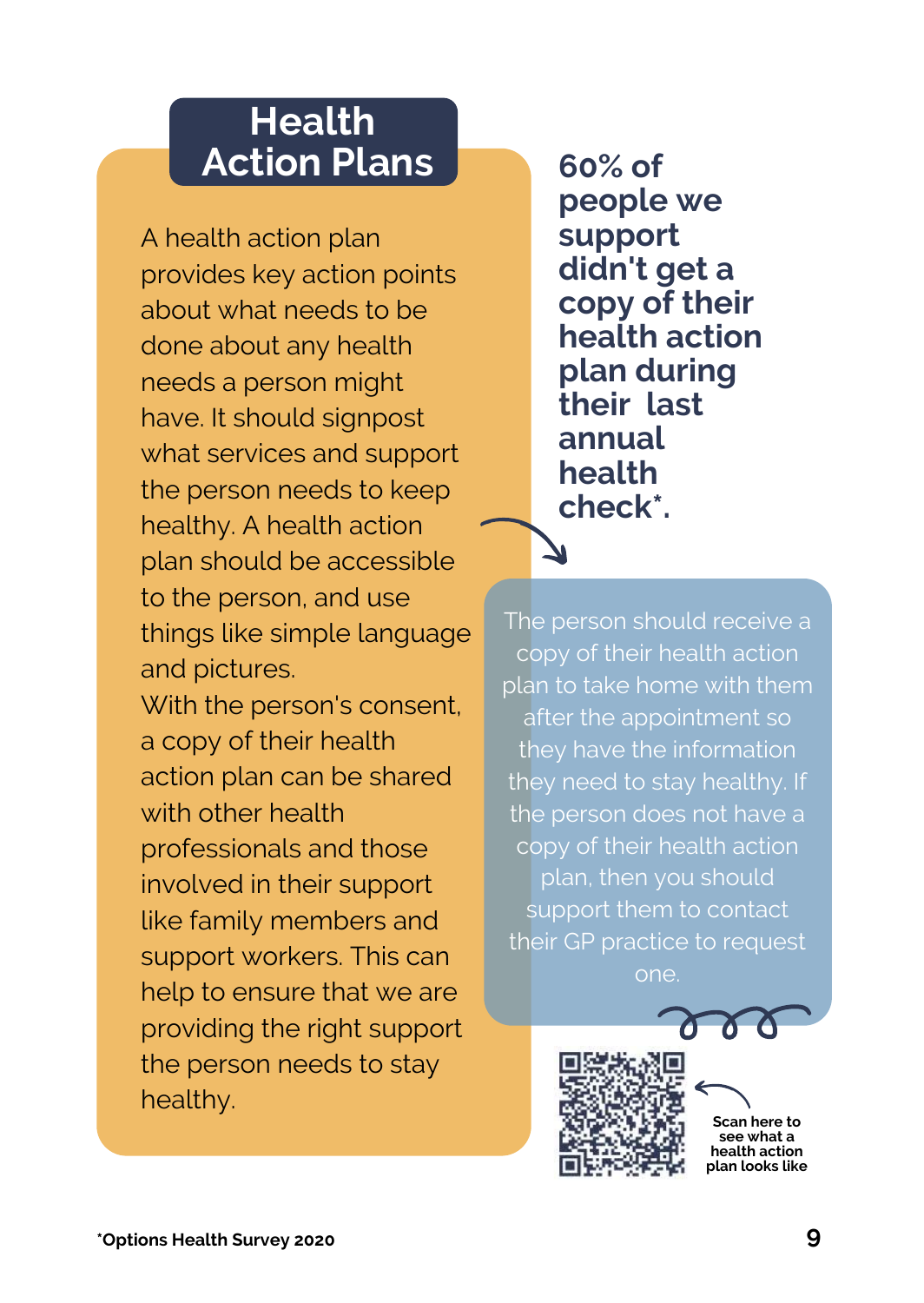# Health Action Plans

A health action plan provides key action points about what needs to be done about any health needs a person might have. It should signpost what services and support the person needs to keep healthy. A health action plan should be accessible to the person, and use things like simple language and pictures.

With the person's consent, a copy of their health action plan can be shared with other health professionals and those involved in their support like family members and support workers. This can help to ensure that we are providing the right support the person needs to stay healthy.

**60% of people we support didn't get a copy of their health action plan during their last annual health check*.**

The person should receive a copy of their health action plan to take home with them after the appointment so they have the information they need to stay healthy. If the person does not have a copy of their health action plan, then you should support them to contact their GP practice to request one.

**Scan here to see what a health action plan looks like**

***Options Health Survey 2020**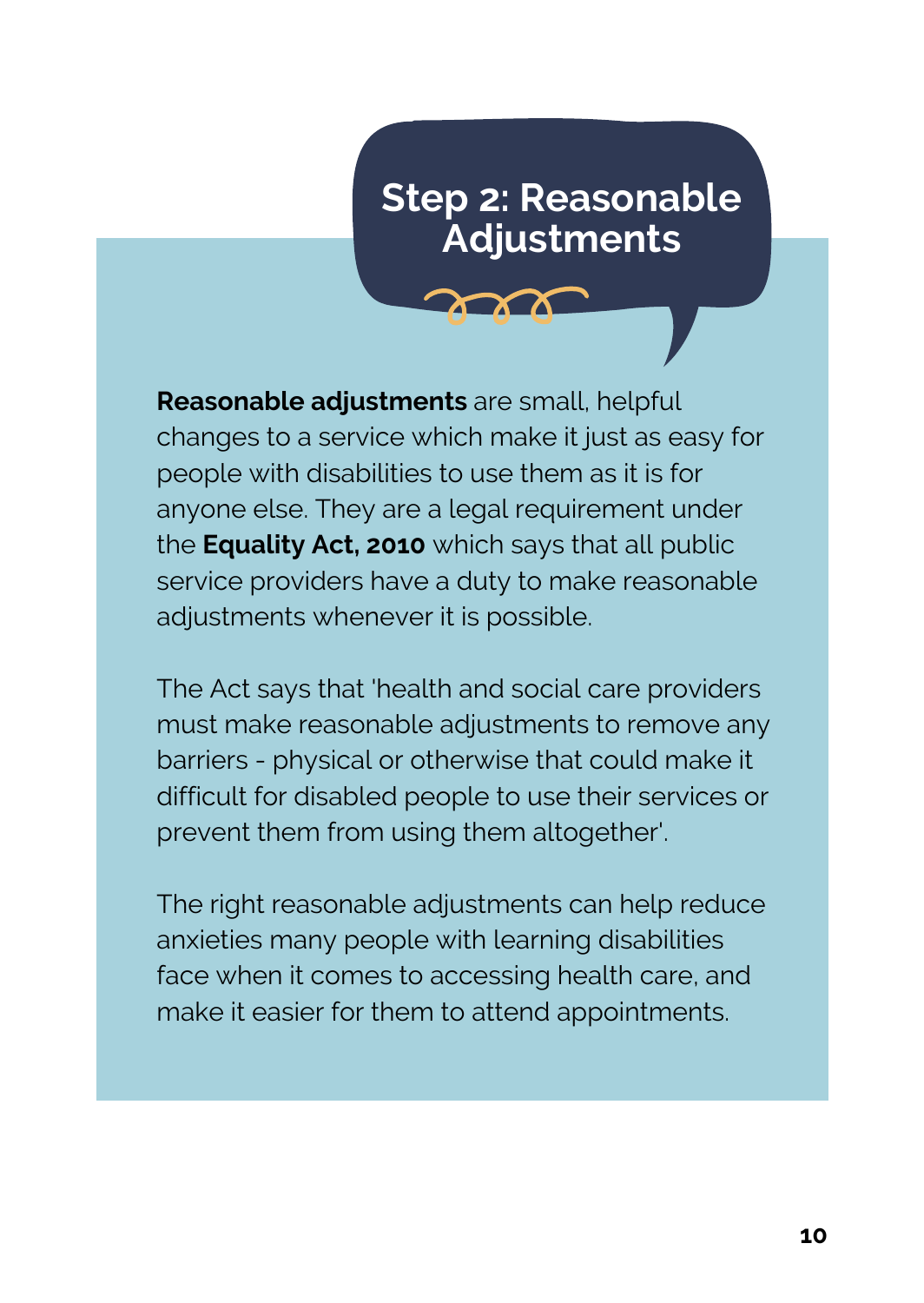# Step 2: Reasonable Adjustments

**Reasonable adjustments** are small, helpful changes to a service which make it just as easy for people with disabilities to use them as it is for anyone else. They are a legal requirement under the **Equality Act, 2010** which says that all public service providers have a duty to make reasonable adjustments whenever it is possible.

The Act says that 'health and social care providers must make reasonable adjustments to remove any barriers - physical or otherwise that could make it difficult for disabled people to use their services or prevent them from using them altogether'.

The right reasonable adjustments can help reduce anxieties many people with learning disabilities face when it comes to accessing health care, and make it easier for them to attend appointments.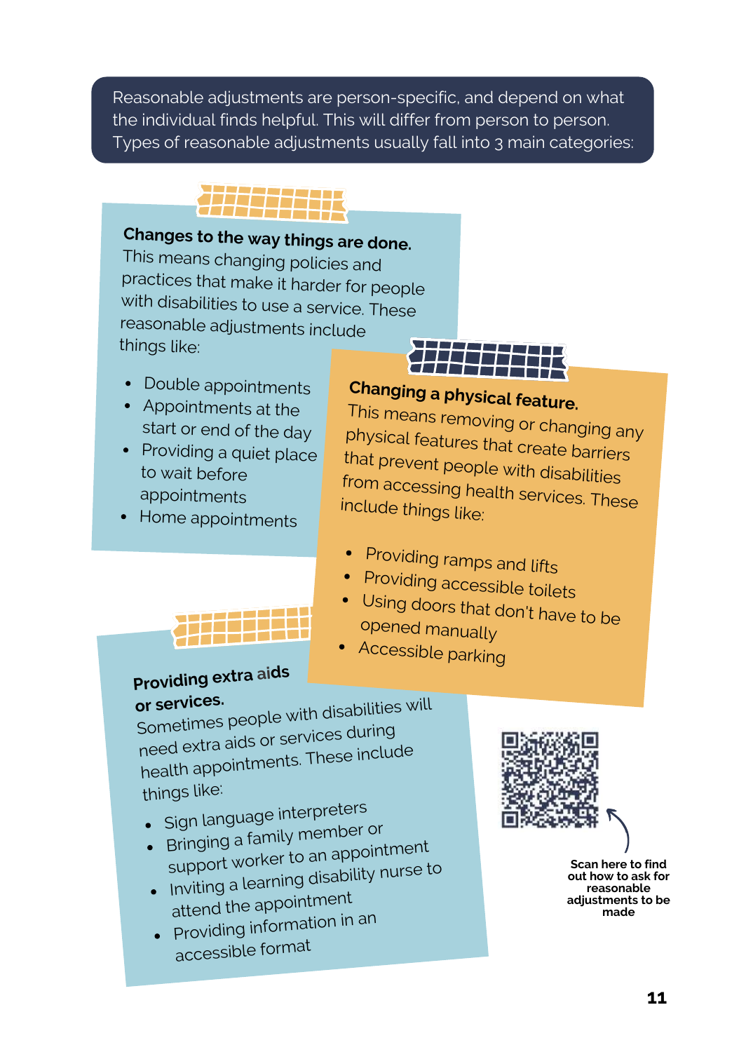Reasonable adjustments are person-specific, and depend on what the individual finds helpful. This will differ from person to person. Types of reasonable adjustments usually fall into 3 main categories:

**Changes to the way things are done.**
This means changing policies and practices that make it harder for people with disabilities to use a service. These reasonable adjustments include things like:

- Double appointments
- Appointments at the start or end of the day
- Providing a quiet place to wait before appointments
- Home appointments

**Changing a physical feature.**
This means removing or changing any physical features that create barriers that prevent people with disabilities from accessing health services. These include things like:

- Providing ramps and lifts
- Providing accessible toilets
- Using doors that don't have to be opened manually
- Accessible parking

**Providing extra aids or services.**
Sometimes people with disabilities will need extra aids or services during health appointments. These include things like:

- Sign language interpreters
- Bringing a family member or support worker to an appointment
- Inviting a learning disability nurse to attend the appointment
- Providing information in an accessible format

Scan here to find out how to ask for reasonable adjustments to be made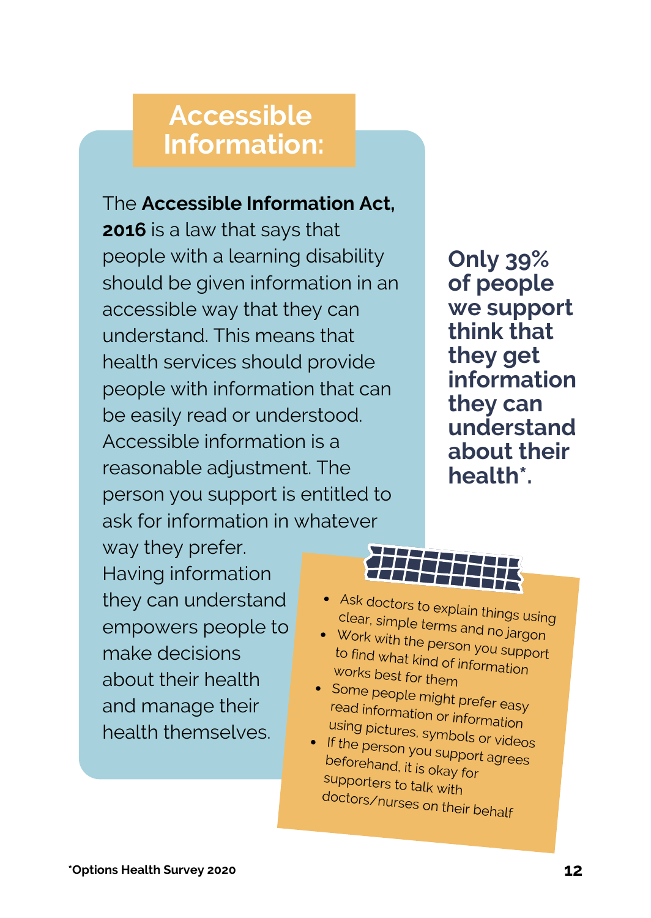## Accessible Information:

The **Accessible Information Act, 2016** is a law that says that people with a learning disability should be given information in an accessible way that they can understand. This means that health services should provide people with information that can be easily read or understood. Accessible information is a reasonable adjustment. The person you support is entitled to ask for information in whatever way they prefer. Having information they can understand empowers people to make decisions about their health and manage their health themselves.

**Only 39% of people we support think that they get information they can understand about their health*.**

- Ask doctors to explain things using clear, simple terms and no jargon
- Work with the person you support to find what kind of information works best for them
- Some people might prefer easy read information or information using pictures, symbols or videos
- If the person you support agrees beforehand, it is okay for supporters to talk with doctors/nurses on their behalf

*Options Health Survey 2020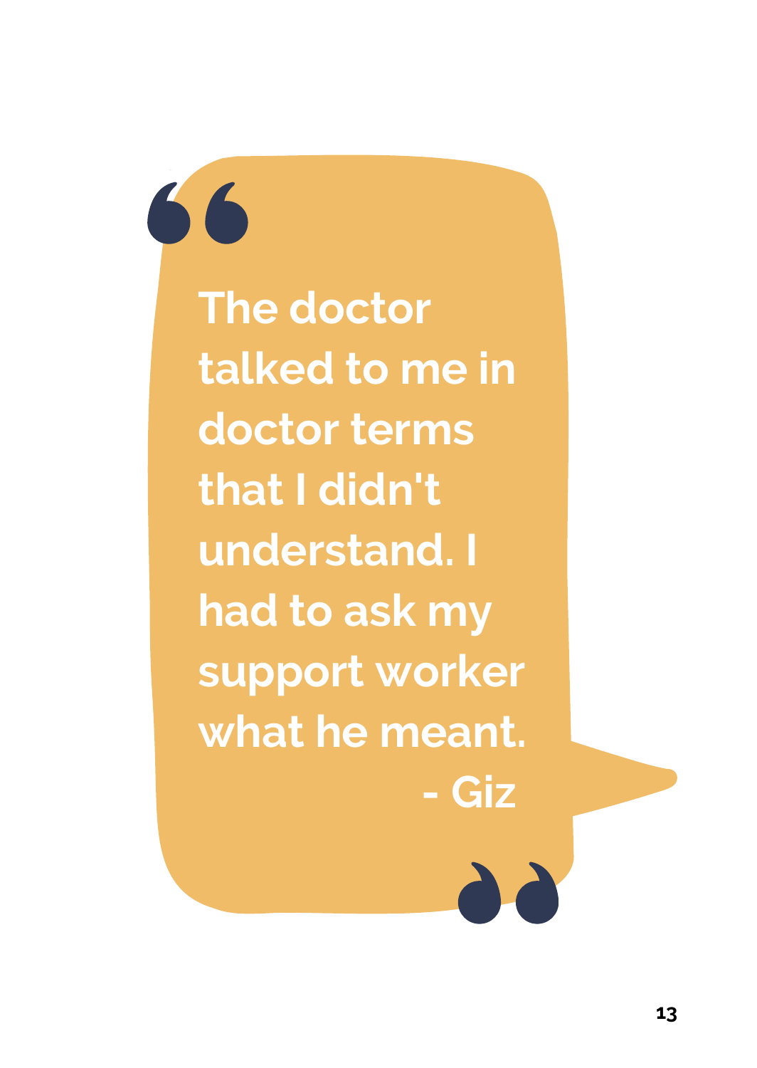> The doctor talked to me in doctor terms that I didn't understand. I had to ask my support worker what he meant.
>
> \- Giz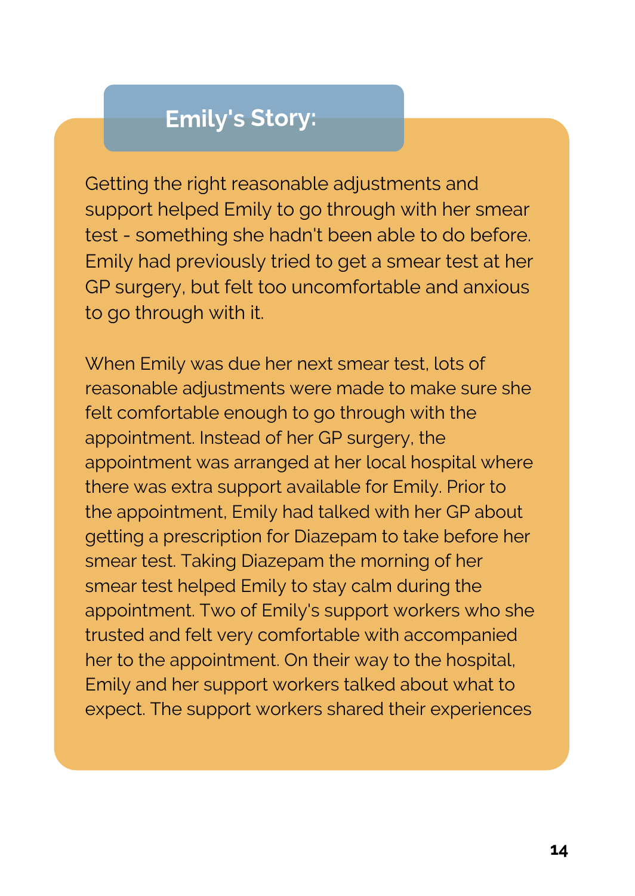## Emily's Story:

Getting the right reasonable adjustments and support helped Emily to go through with her smear test - something she hadn't been able to do before. Emily had previously tried to get a smear test at her GP surgery, but felt too uncomfortable and anxious to go through with it.

When Emily was due her next smear test, lots of reasonable adjustments were made to make sure she felt comfortable enough to go through with the appointment. Instead of her GP surgery, the appointment was arranged at her local hospital where there was extra support available for Emily. Prior to the appointment, Emily had talked with her GP about getting a prescription for Diazepam to take before her smear test. Taking Diazepam the morning of her smear test helped Emily to stay calm during the appointment. Two of Emily's support workers who she trusted and felt very comfortable with accompanied her to the appointment. On their way to the hospital, Emily and her support workers talked about what to expect. The support workers shared their experiences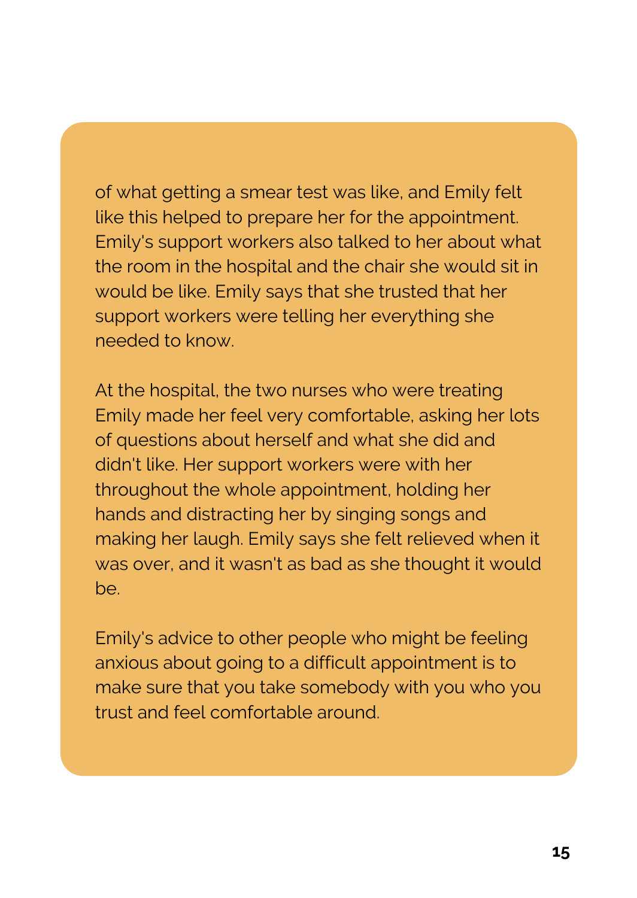of what getting a smear test was like, and Emily felt like this helped to prepare her for the appointment. Emily's support workers also talked to her about what the room in the hospital and the chair she would sit in would be like. Emily says that she trusted that her support workers were telling her everything she needed to know.

At the hospital, the two nurses who were treating Emily made her feel very comfortable, asking her lots of questions about herself and what she did and didn't like. Her support workers were with her throughout the whole appointment, holding her hands and distracting her by singing songs and making her laugh. Emily says she felt relieved when it was over, and it wasn't as bad as she thought it would be.

Emily's advice to other people who might be feeling anxious about going to a difficult appointment is to make sure that you take somebody with you who you trust and feel comfortable around.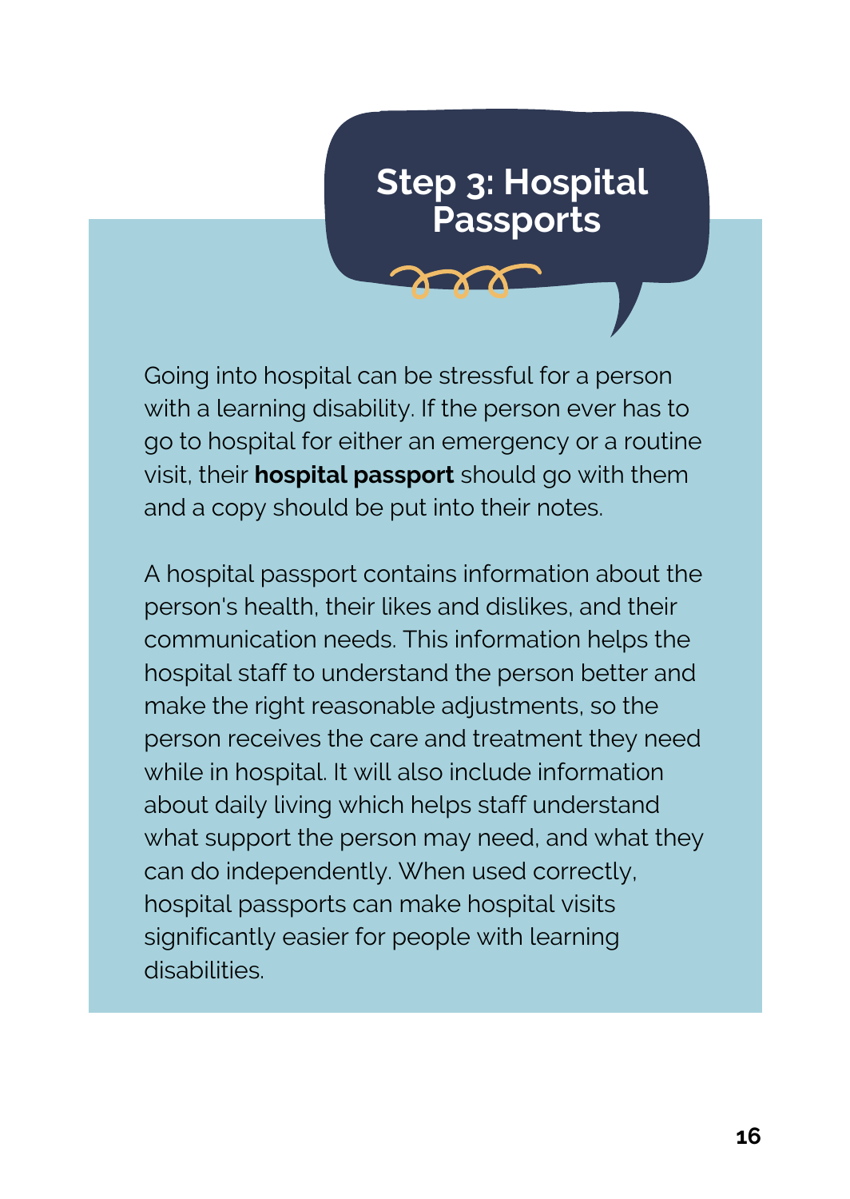# Step 3: Hospital Passports

Going into hospital can be stressful for a person with a learning disability. If the person ever has to go to hospital for either an emergency or a routine visit, their **hospital passport** should go with them and a copy should be put into their notes.

A hospital passport contains information about the person's health, their likes and dislikes, and their communication needs. This information helps the hospital staff to understand the person better and make the right reasonable adjustments, so the person receives the care and treatment they need while in hospital. It will also include information about daily living which helps staff understand what support the person may need, and what they can do independently. When used correctly, hospital passports can make hospital visits significantly easier for people with learning disabilities.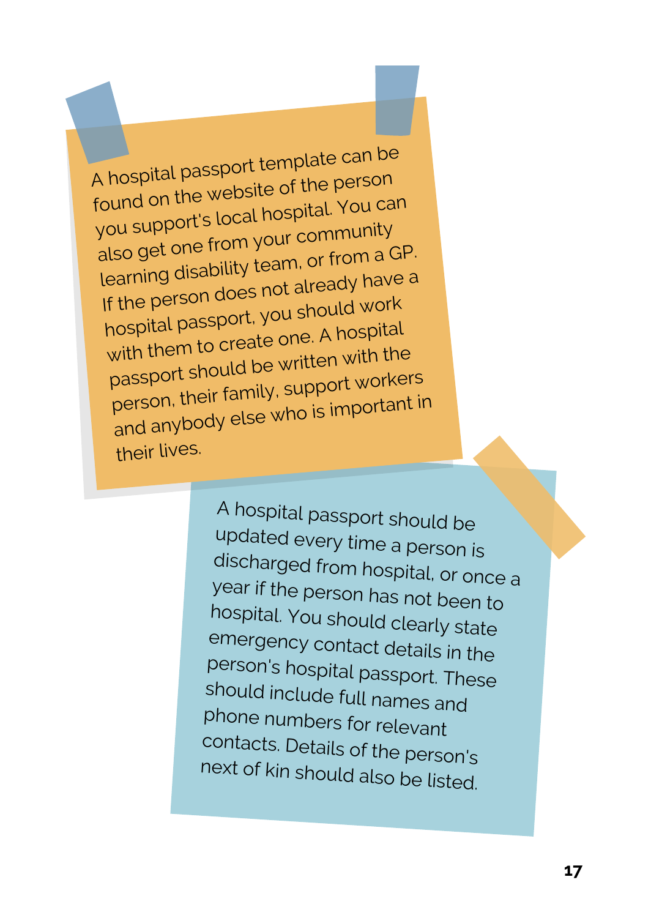A hospital passport template can be found on the website of the person you support's local hospital. You can also get one from your community learning disability team, or from a GP. If the person does not already have a hospital passport, you should work with them to create one. A hospital passport should be written with the person, their family, support workers and anybody else who is important in their lives.

A hospital passport should be updated every time a person is discharged from hospital, or once a year if the person has not been to hospital. You should clearly state emergency contact details in the person's hospital passport. These should include full names and phone numbers for relevant contacts. Details of the person's next of kin should also be listed.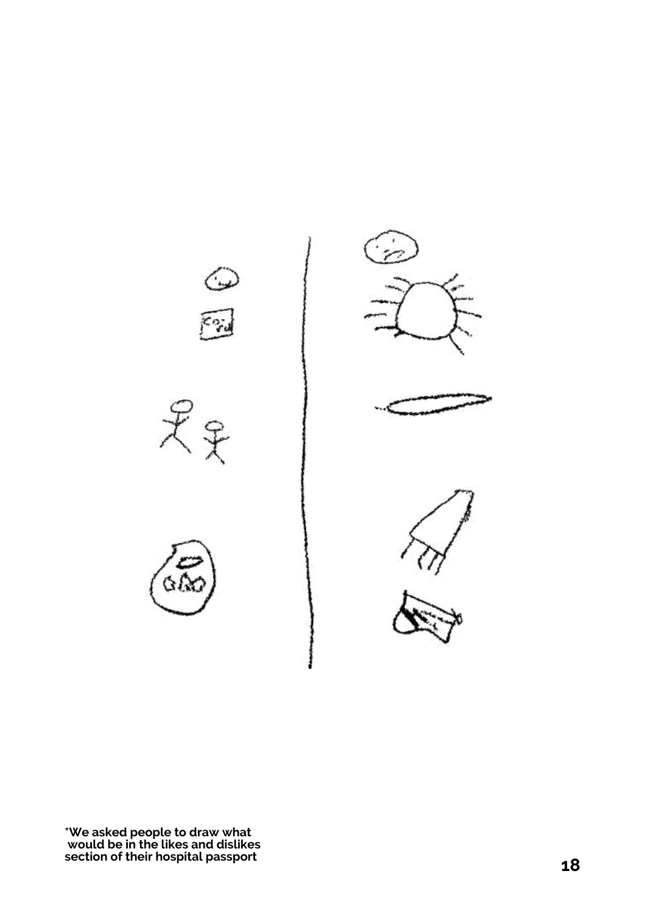*We asked people to draw what would be in the likes and dislikes section of their hospital passport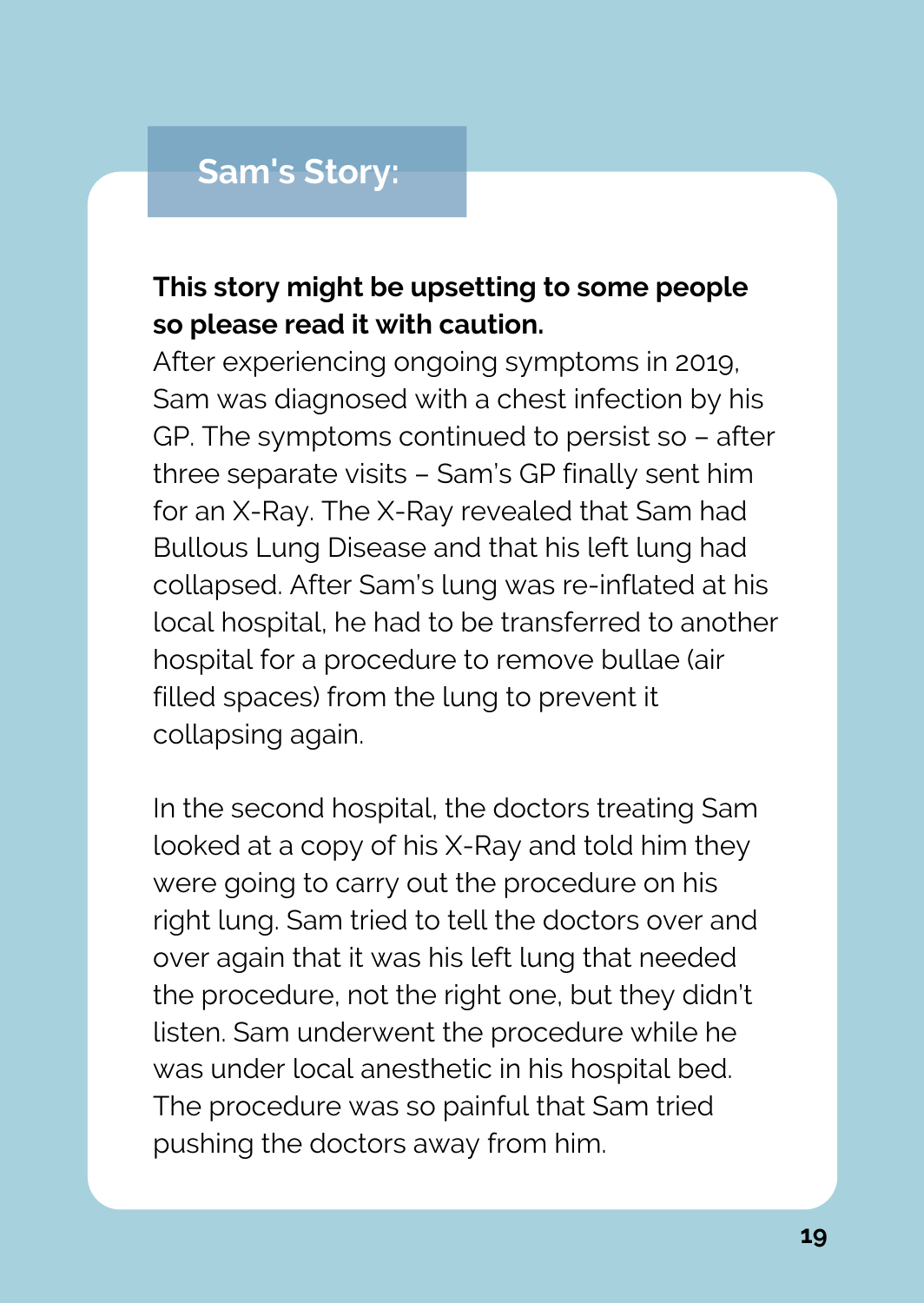## Sam's Story:

**This story might be upsetting to some people so please read it with caution.**

After experiencing ongoing symptoms in 2019, Sam was diagnosed with a chest infection by his GP. The symptoms continued to persist so – after three separate visits – Sam's GP finally sent him for an X-Ray. The X-Ray revealed that Sam had Bullous Lung Disease and that his left lung had collapsed. After Sam's lung was re-inflated at his local hospital, he had to be transferred to another hospital for a procedure to remove bullae (air filled spaces) from the lung to prevent it collapsing again.

In the second hospital, the doctors treating Sam looked at a copy of his X-Ray and told him they were going to carry out the procedure on his right lung. Sam tried to tell the doctors over and over again that it was his left lung that needed the procedure, not the right one, but they didn't listen. Sam underwent the procedure while he was under local anesthetic in his hospital bed. The procedure was so painful that Sam tried pushing the doctors away from him.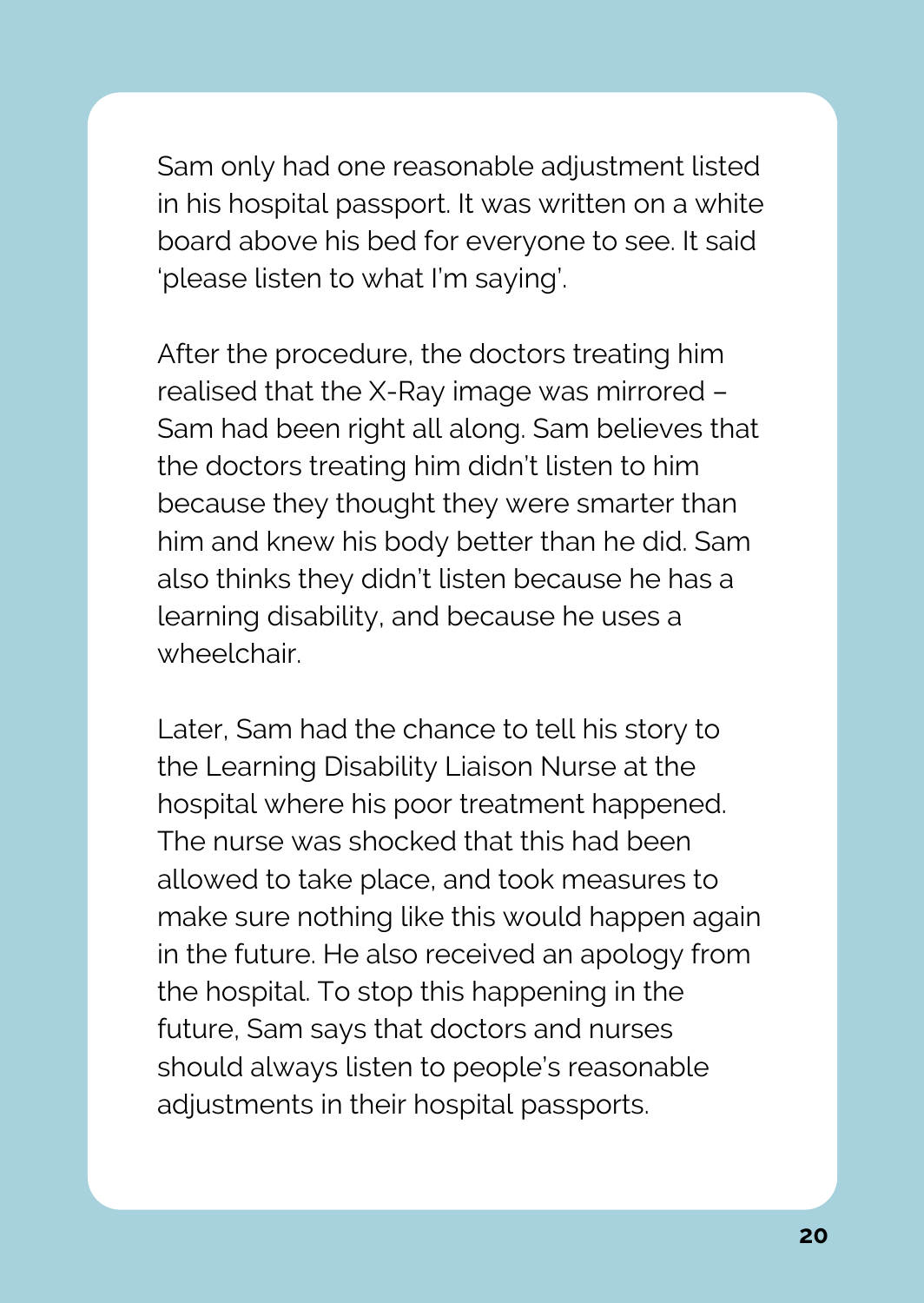Sam only had one reasonable adjustment listed in his hospital passport. It was written on a white board above his bed for everyone to see. It said 'please listen to what I'm saying'.

After the procedure, the doctors treating him realised that the X-Ray image was mirrored – Sam had been right all along. Sam believes that the doctors treating him didn't listen to him because they thought they were smarter than him and knew his body better than he did. Sam also thinks they didn't listen because he has a learning disability, and because he uses a wheelchair.

Later, Sam had the chance to tell his story to the Learning Disability Liaison Nurse at the hospital where his poor treatment happened. The nurse was shocked that this had been allowed to take place, and took measures to make sure nothing like this would happen again in the future. He also received an apology from the hospital. To stop this happening in the future, Sam says that doctors and nurses should always listen to people's reasonable adjustments in their hospital passports.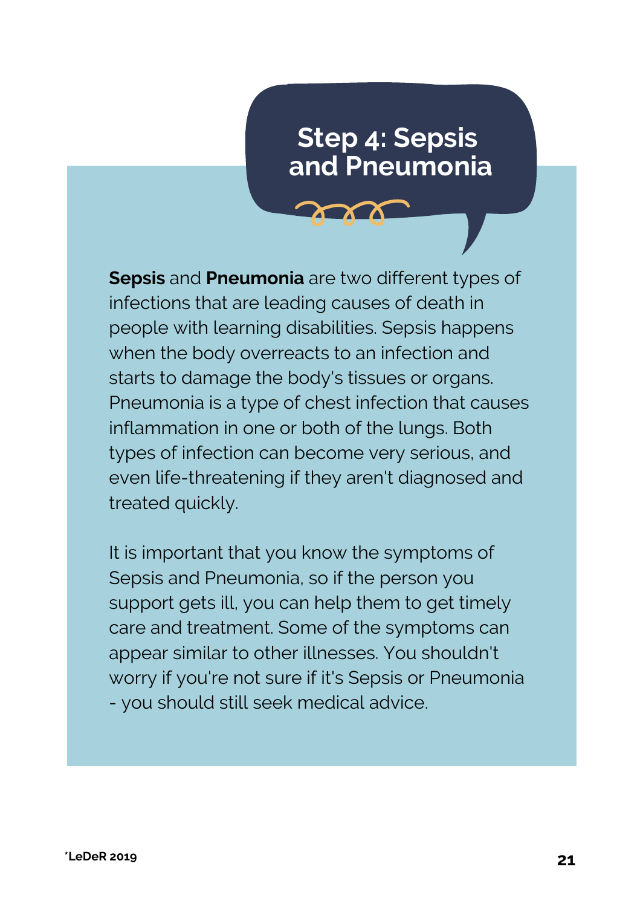# Step 4: Sepsis and Pneumonia

**Sepsis** and **Pneumonia** are two different types of infections that are leading causes of death in people with learning disabilities. Sepsis happens when the body overreacts to an infection and starts to damage the body's tissues or organs. Pneumonia is a type of chest infection that causes inflammation in one or both of the lungs. Both types of infection can become very serious, and even life-threatening if they aren't diagnosed and treated quickly.

It is important that you know the symptoms of Sepsis and Pneumonia, so if the person you support gets ill, you can help them to get timely care and treatment. Some of the symptoms can appear similar to other illnesses. You shouldn't worry if you're not sure if it's Sepsis or Pneumonia - you should still seek medical advice.

**\*LeDeR 2019**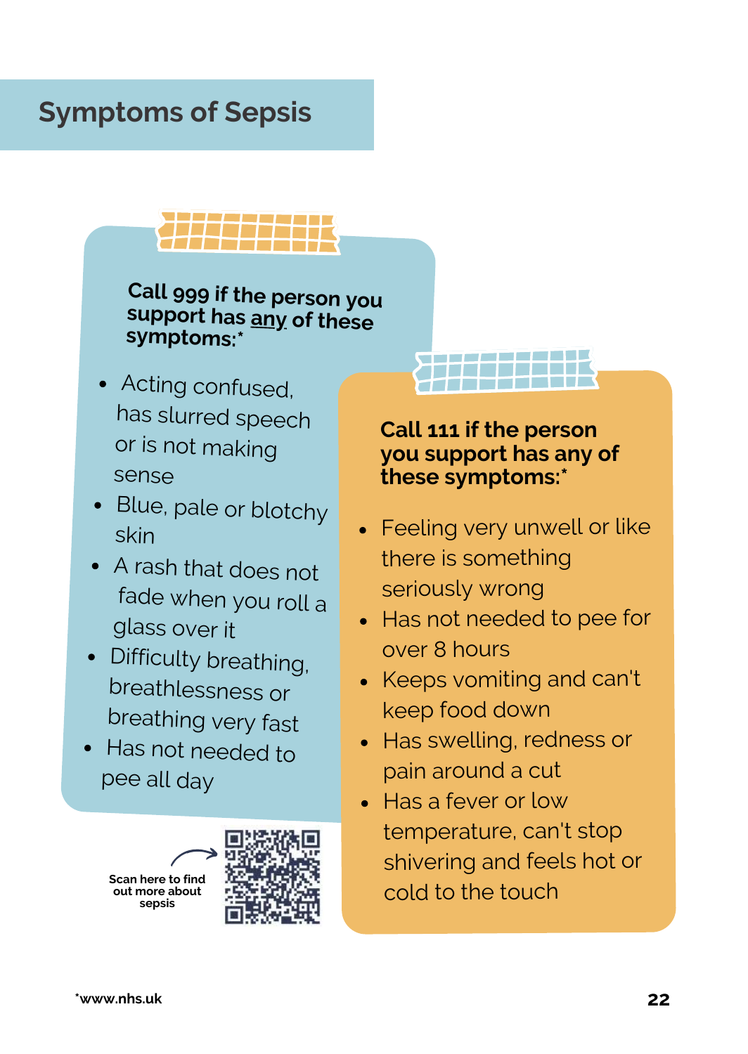# Symptoms of Sepsis

**Call 999 if the person you support has <u>any</u> of these symptoms:***

- Acting confused, has slurred speech or is not making sense
- Blue, pale or blotchy skin
- A rash that does not fade when you roll a glass over it
- Difficulty breathing, breathlessness or breathing very fast
- Has not needed to pee all day

**Call 111 if the person you support has any of these symptoms:***

- Feeling very unwell or like there is something seriously wrong
- Has not needed to pee for over 8 hours
- Keeps vomiting and can't keep food down
- Has swelling, redness or pain around a cut
- Has a fever or low temperature, can't stop shivering and feels hot or cold to the touch

**Scan here to find out more about sepsis**

*www.nhs.uk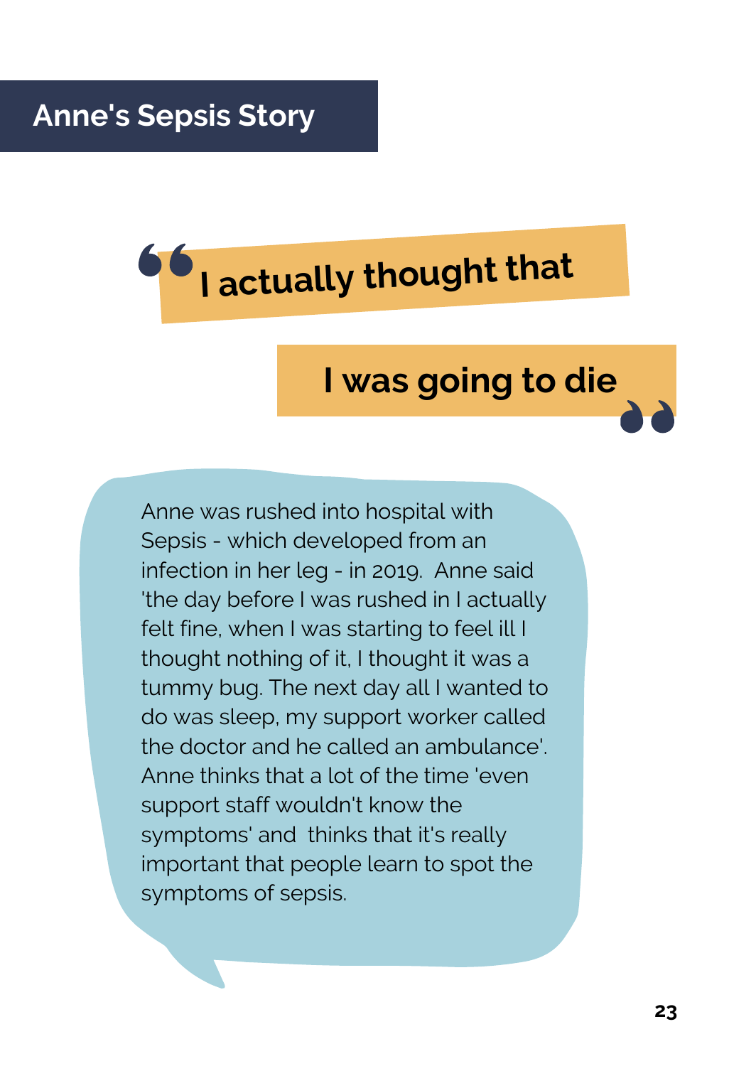# Anne's Sepsis Story

> **"I actually thought that I was going to die"**

Anne was rushed into hospital with Sepsis - which developed from an infection in her leg - in 2019. Anne said 'the day before I was rushed in I actually felt fine, when I was starting to feel ill I thought nothing of it, I thought it was a tummy bug. The next day all I wanted to do was sleep, my support worker called the doctor and he called an ambulance'. Anne thinks that a lot of the time 'even support staff wouldn't know the symptoms' and thinks that it's really important that people learn to spot the symptoms of sepsis.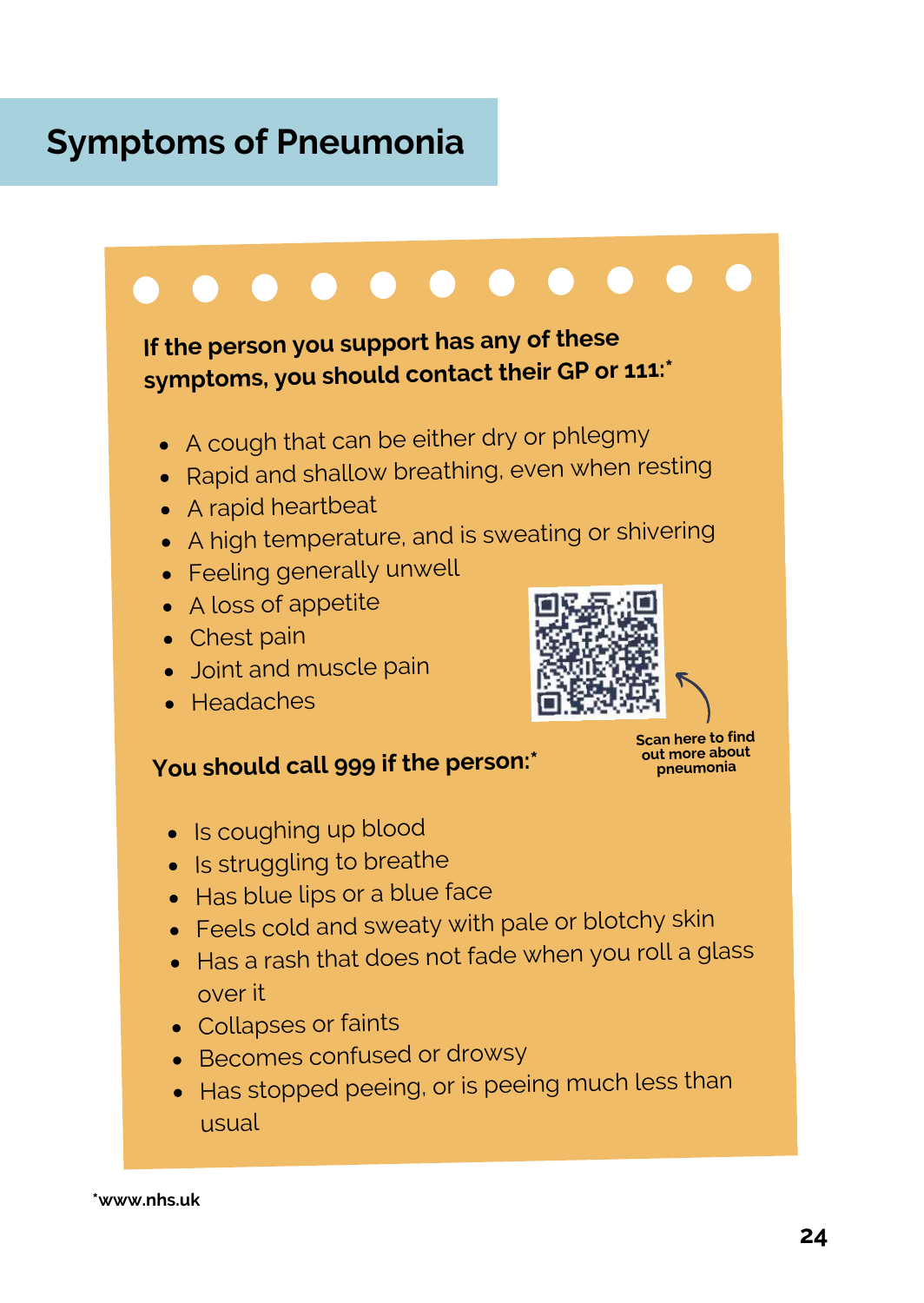# Symptoms of Pneumonia

**If the person you support has any of these symptoms, you should contact their GP or 111:***

- A cough that can be either dry or phlegmy
- Rapid and shallow breathing, even when resting
- A rapid heartbeat
- A high temperature, and is sweating or shivering
- Feeling generally unwell
- A loss of appetite
- Chest pain
- Joint and muscle pain
- Headaches

**Scan here to find out more about pneumonia**

**You should call 999 if the person:***

- Is coughing up blood
- Is struggling to breathe
- Has blue lips or a blue face
- Feels cold and sweaty with pale or blotchy skin
- Has a rash that does not fade when you roll a glass over it
- Collapses or faints
- Becomes confused or drowsy
- Has stopped peeing, or is peeing much less than usual

***www.nhs.uk**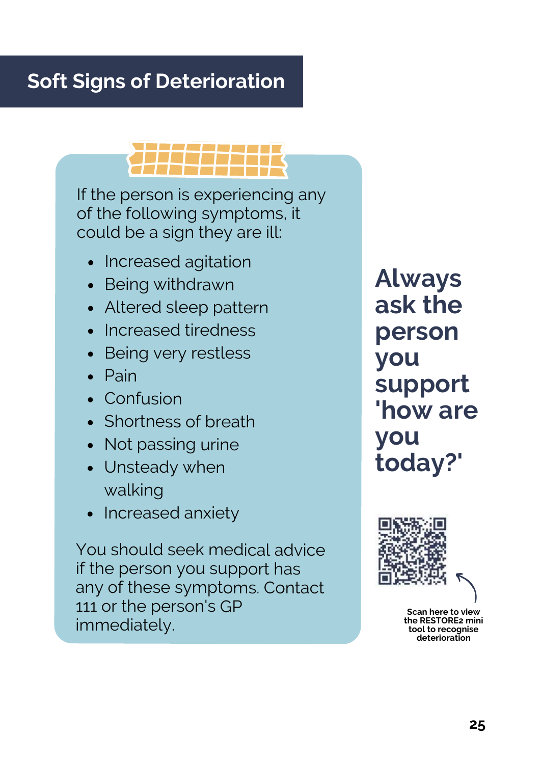# Soft Signs of Deterioration

If the person is experiencing any of the following symptoms, it could be a sign they are ill:

- Increased agitation
- Being withdrawn
- Altered sleep pattern
- Increased tiredness
- Being very restless
- Pain
- Confusion
- Shortness of breath
- Not passing urine
- Unsteady when walking
- Increased anxiety

You should seek medical advice if the person you support has any of these symptoms. Contact 111 or the person's GP immediately.

**Always ask the person you support 'how are you today?'**

**Scan here to view the RESTORE2 mini tool to recognise deterioration**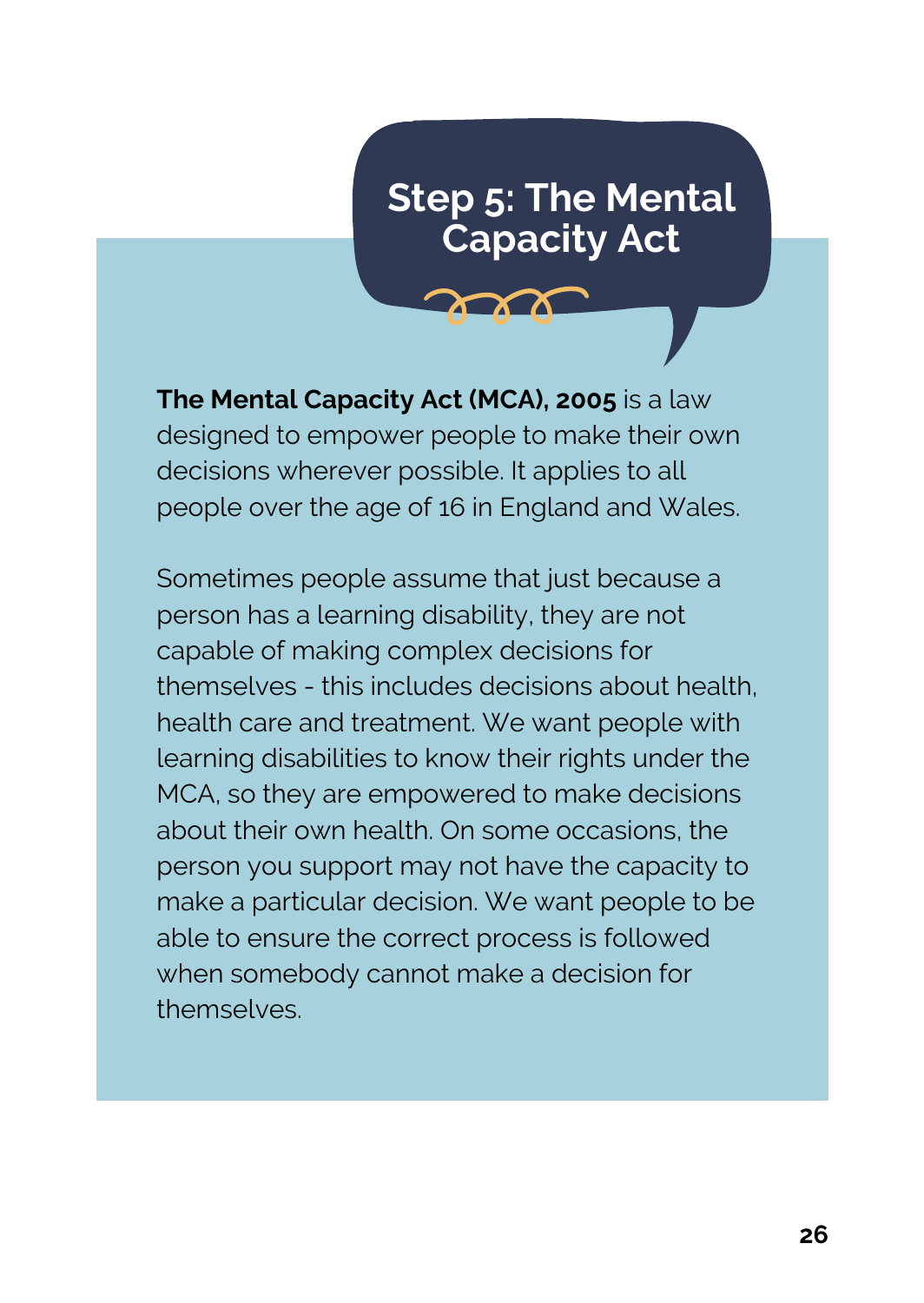# Step 5: The Mental Capacity Act

**The Mental Capacity Act (MCA), 2005** is a law designed to empower people to make their own decisions wherever possible. It applies to all people over the age of 16 in England and Wales.

Sometimes people assume that just because a person has a learning disability, they are not capable of making complex decisions for themselves - this includes decisions about health, health care and treatment. We want people with learning disabilities to know their rights under the MCA, so they are empowered to make decisions about their own health. On some occasions, the person you support may not have the capacity to make a particular decision. We want people to be able to ensure the correct process is followed when somebody cannot make a decision for themselves.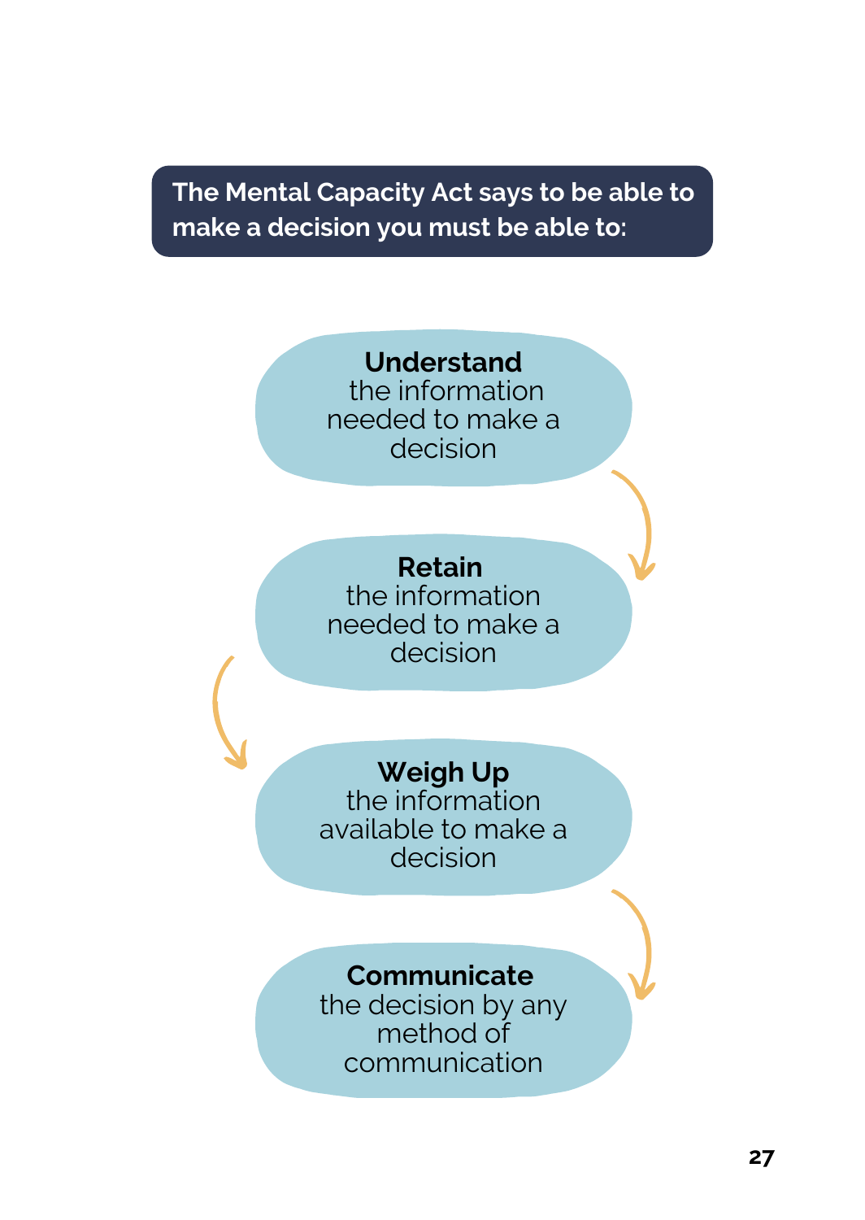**The Mental Capacity Act says to be able to make a decision you must be able to:**

**Understand** the information needed to make a decision

**Retain** the information needed to make a decision

**Weigh Up** the information available to make a decision

**Communicate** the decision by any method of communication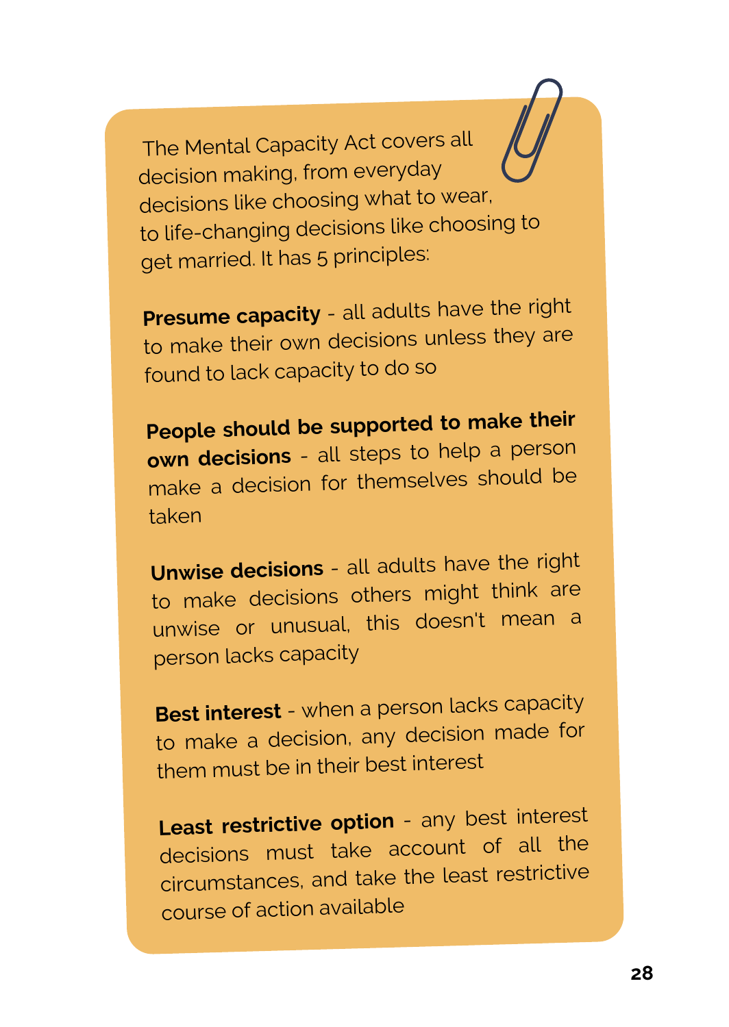The Mental Capacity Act covers all decision making, from everyday decisions like choosing what to wear, to life-changing decisions like choosing to get married. It has 5 principles:

**Presume capacity** - all adults have the right to make their own decisions unless they are found to lack capacity to do so

**People should be supported to make their own decisions** - all steps to help a person make a decision for themselves should be taken

**Unwise decisions** - all adults have the right to make decisions others might think are unwise or unusual, this doesn't mean a person lacks capacity

**Best interest** - when a person lacks capacity to make a decision, any decision made for them must be in their best interest

**Least restrictive option** - any best interest decisions must take account of all the circumstances, and take the least restrictive course of action available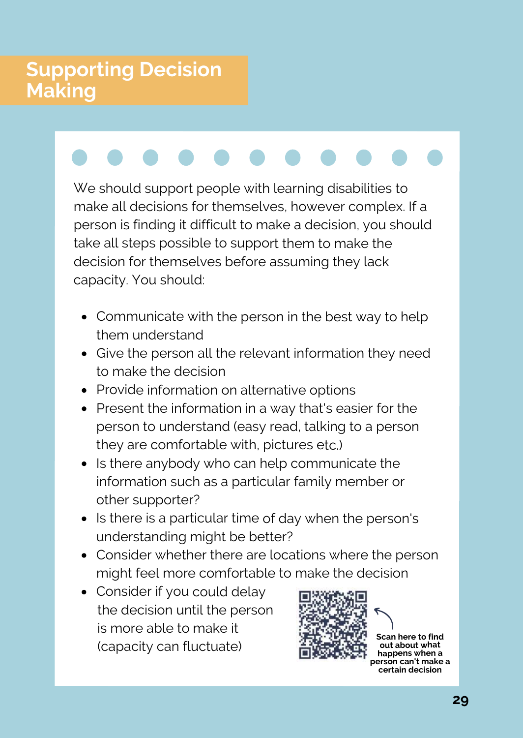# Supporting Decision Making

We should support people with learning disabilities to make all decisions for themselves, however complex. If a person is finding it difficult to make a decision, you should take all steps possible to support them to make the decision for themselves before assuming they lack capacity. You should:

- Communicate with the person in the best way to help them understand
- Give the person all the relevant information they need to make the decision
- Provide information on alternative options
- Present the information in a way that's easier for the person to understand (easy read, talking to a person they are comfortable with, pictures etc.)
- Is there anybody who can help communicate the information such as a particular family member or other supporter?
- Is there a particular time of day when the person's understanding might be better?
- Consider whether there are locations where the person might feel more comfortable to make the decision
- Consider if you could delay the decision until the person is more able to make it (capacity can fluctuate)

**Scan here to find out about what happens when a person can't make a certain decision**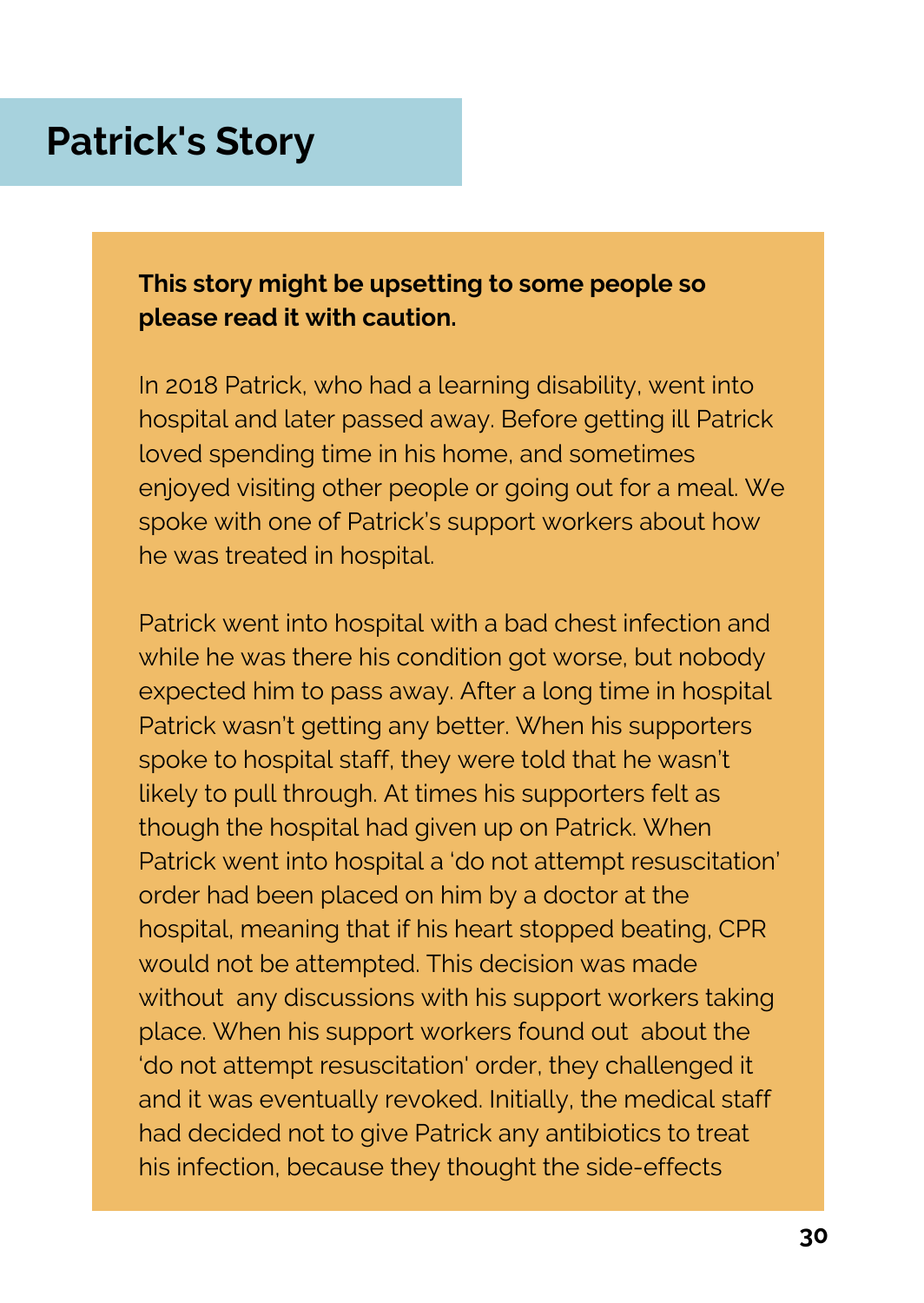## Patrick's Story

**This story might be upsetting to some people so please read it with caution.**

In 2018 Patrick, who had a learning disability, went into hospital and later passed away. Before getting ill Patrick loved spending time in his home, and sometimes enjoyed visiting other people or going out for a meal. We spoke with one of Patrick's support workers about how he was treated in hospital.

Patrick went into hospital with a bad chest infection and while he was there his condition got worse, but nobody expected him to pass away. After a long time in hospital Patrick wasn't getting any better. When his supporters spoke to hospital staff, they were told that he wasn't likely to pull through. At times his supporters felt as though the hospital had given up on Patrick. When Patrick went into hospital a 'do not attempt resuscitation' order had been placed on him by a doctor at the hospital, meaning that if his heart stopped beating, CPR would not be attempted. This decision was made without any discussions with his support workers taking place. When his support workers found out about the 'do not attempt resuscitation' order, they challenged it and it was eventually revoked. Initially, the medical staff had decided not to give Patrick any antibiotics to treat his infection, because they thought the side-effects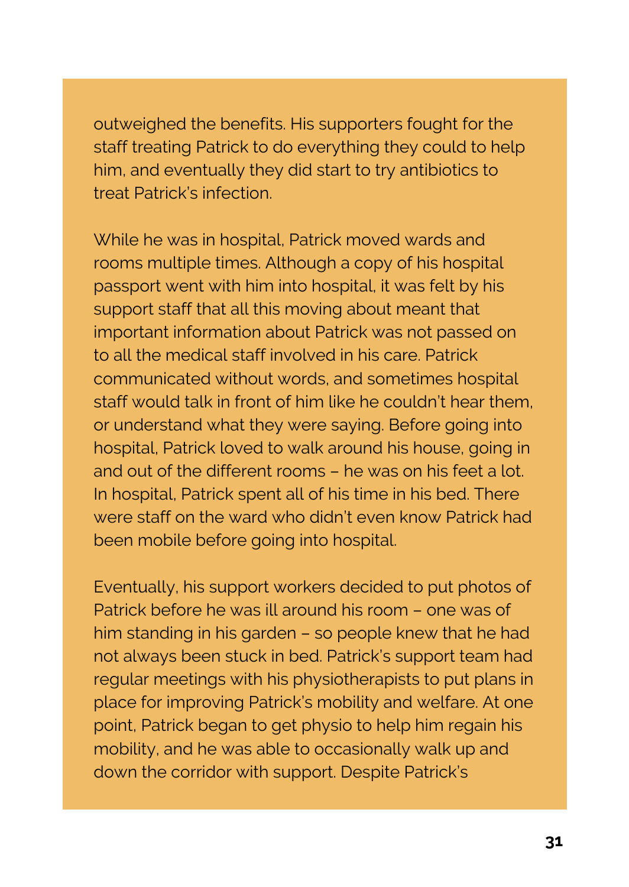outweighed the benefits. His supporters fought for the staff treating Patrick to do everything they could to help him, and eventually they did start to try antibiotics to treat Patrick's infection.

While he was in hospital, Patrick moved wards and rooms multiple times. Although a copy of his hospital passport went with him into hospital, it was felt by his support staff that all this moving about meant that important information about Patrick was not passed on to all the medical staff involved in his care. Patrick communicated without words, and sometimes hospital staff would talk in front of him like he couldn't hear them, or understand what they were saying. Before going into hospital, Patrick loved to walk around his house, going in and out of the different rooms – he was on his feet a lot. In hospital, Patrick spent all of his time in his bed. There were staff on the ward who didn't even know Patrick had been mobile before going into hospital.

Eventually, his support workers decided to put photos of Patrick before he was ill around his room – one was of him standing in his garden – so people knew that he had not always been stuck in bed. Patrick's support team had regular meetings with his physiotherapists to put plans in place for improving Patrick's mobility and welfare. At one point, Patrick began to get physio to help him regain his mobility, and he was able to occasionally walk up and down the corridor with support. Despite Patrick's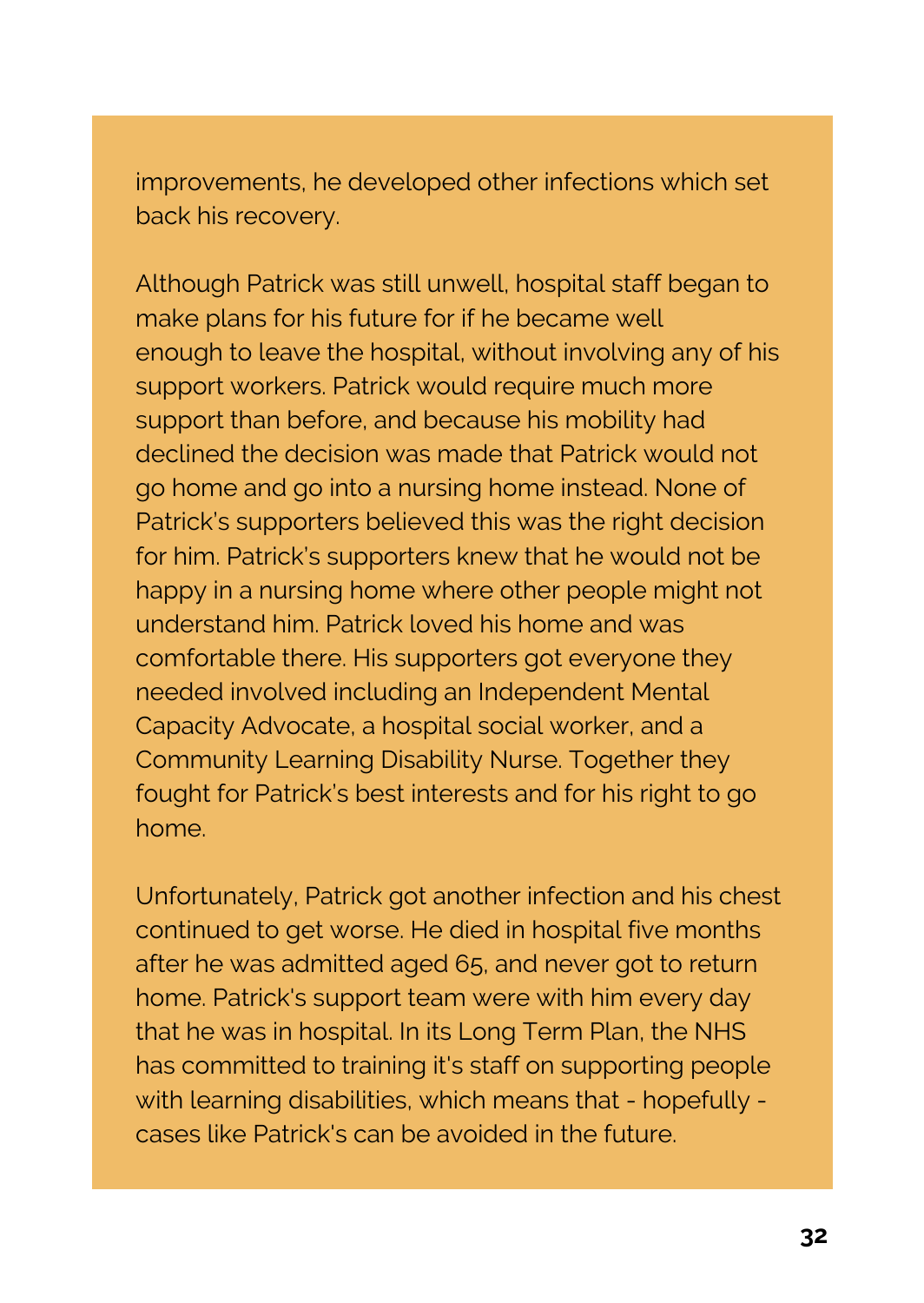improvements, he developed other infections which set back his recovery.

Although Patrick was still unwell, hospital staff began to make plans for his future for if he became well enough to leave the hospital, without involving any of his support workers. Patrick would require much more support than before, and because his mobility had declined the decision was made that Patrick would not go home and go into a nursing home instead. None of Patrick's supporters believed this was the right decision for him. Patrick's supporters knew that he would not be happy in a nursing home where other people might not understand him. Patrick loved his home and was comfortable there. His supporters got everyone they needed involved including an Independent Mental Capacity Advocate, a hospital social worker, and a Community Learning Disability Nurse. Together they fought for Patrick's best interests and for his right to go home.

Unfortunately, Patrick got another infection and his chest continued to get worse. He died in hospital five months after he was admitted aged 65, and never got to return home. Patrick's support team were with him every day that he was in hospital. In its Long Term Plan, the NHS has committed to training it's staff on supporting people with learning disabilities, which means that - hopefully - cases like Patrick's can be avoided in the future.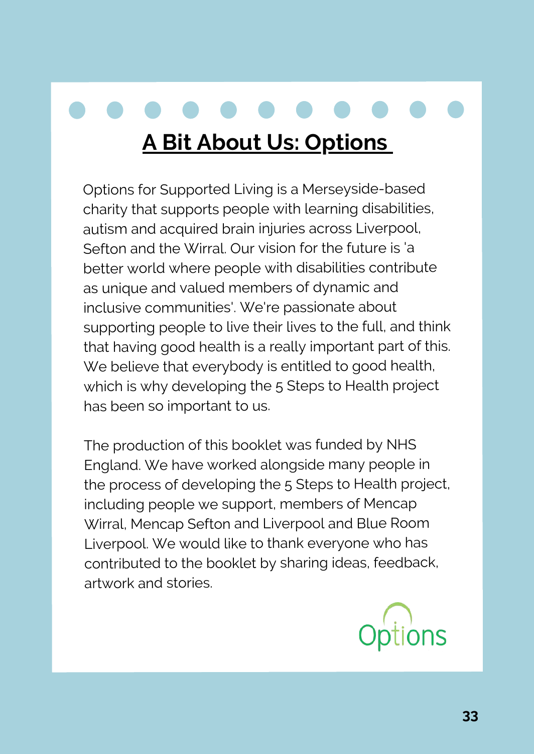## A Bit About Us: Options

Options for Supported Living is a Merseyside-based charity that supports people with learning disabilities, autism and acquired brain injuries across Liverpool, Sefton and the Wirral. Our vision for the future is 'a better world where people with disabilities contribute as unique and valued members of dynamic and inclusive communities'. We're passionate about supporting people to live their lives to the full, and think that having good health is a really important part of this. We believe that everybody is entitled to good health, which is why developing the 5 Steps to Health project has been so important to us.

The production of this booklet was funded by NHS England. We have worked alongside many people in the process of developing the 5 Steps to Health project, including people we support, members of Mencap Wirral, Mencap Sefton and Liverpool and Blue Room Liverpool. We would like to thank everyone who has contributed to the booklet by sharing ideas, feedback, artwork and stories.

Options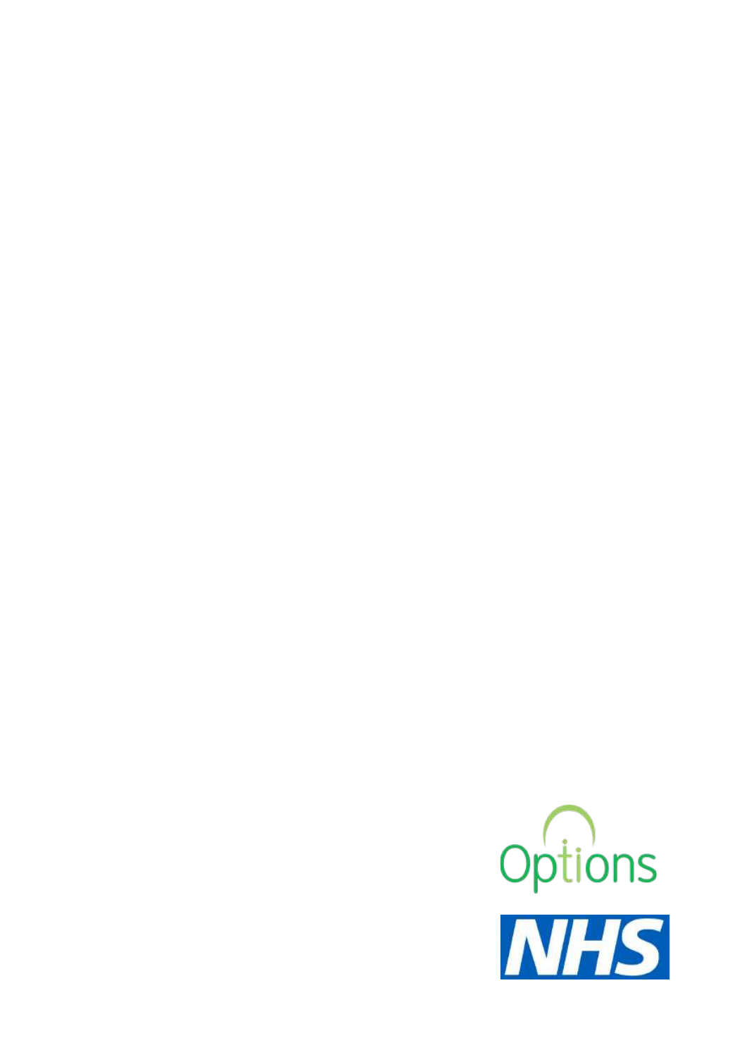Options

NHS